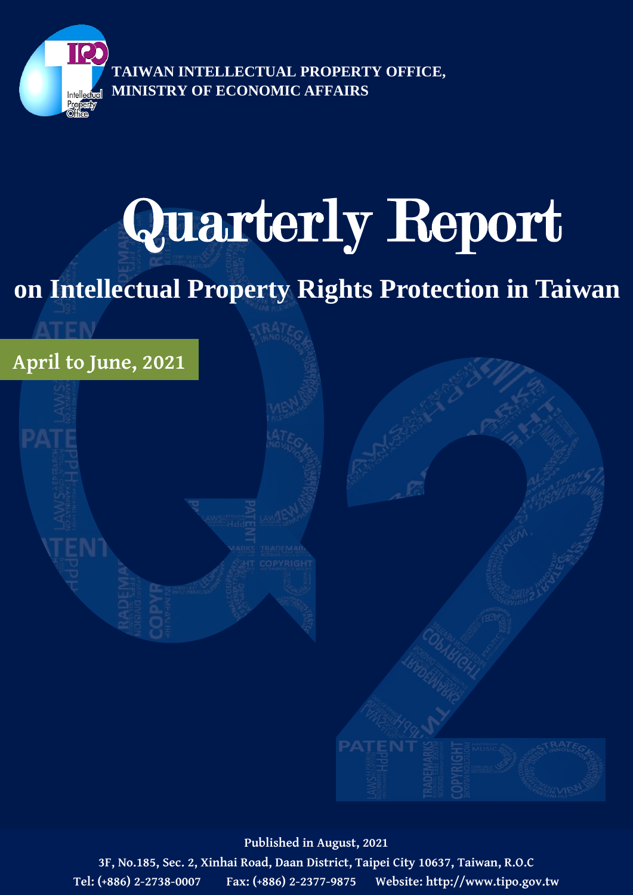TAIWAN INTELLECTUAL PROPERTY OFFICE,
MINISTRY OF ECONOMIC AFFAIRS

# Quarterly Report

## on Intellectual Property Rights Protection in Taiwan

**April to June, 2021**

**Published in August, 2021**

**3F, No.185, Sec. 2, Xinhai Road, Daan District, Taipei City 10637, Taiwan, R.O.C**

**Tel: (+886) 2-2738-0007 Fax: (+886) 2-2377-9875 Website: http://www.tipo.gov.tw**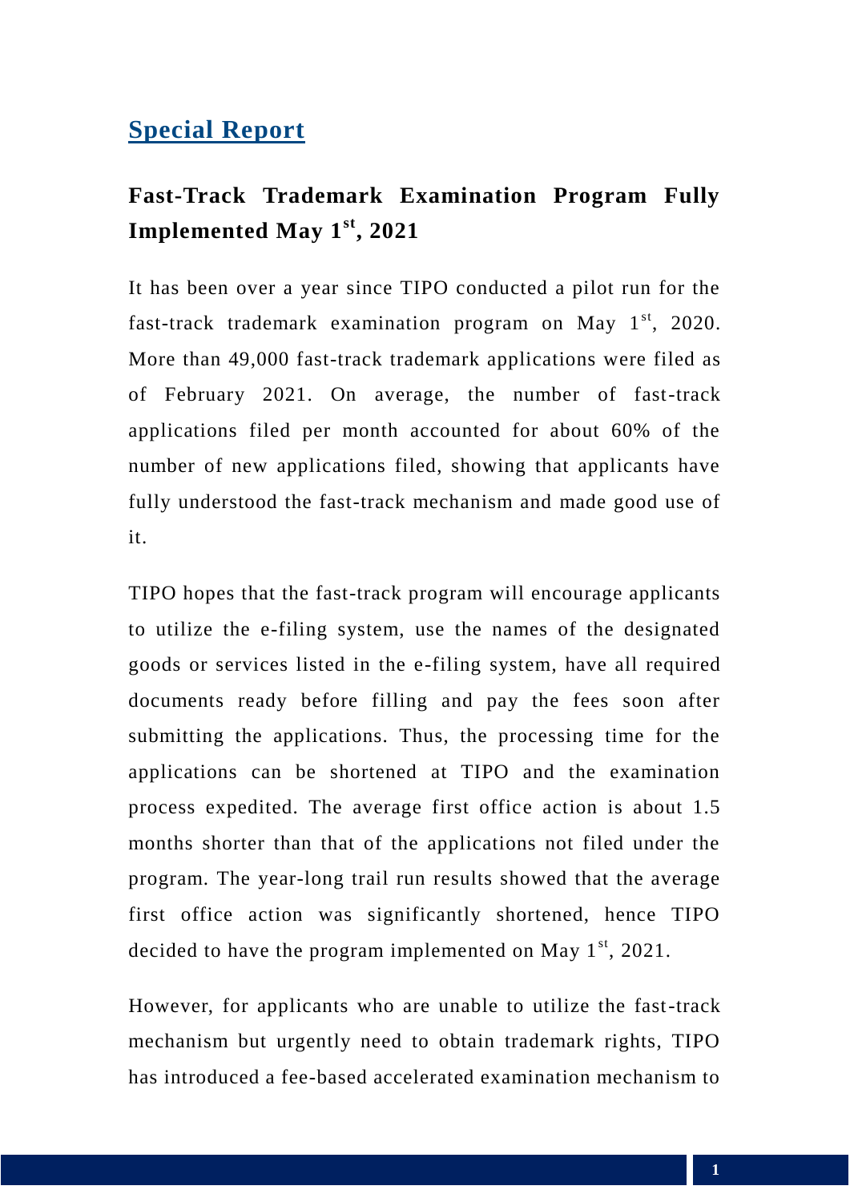## Special Report

### Fast-Track Trademark Examination Program Fully Implemented May 1st, 2021

It has been over a year since TIPO conducted a pilot run for the fast-track trademark examination program on May 1st, 2020. More than 49,000 fast-track trademark applications were filed as of February 2021. On average, the number of fast-track applications filed per month accounted for about 60% of the number of new applications filed, showing that applicants have fully understood the fast-track mechanism and made good use of it.

TIPO hopes that the fast-track program will encourage applicants to utilize the e-filing system, use the names of the designated goods or services listed in the e-filing system, have all required documents ready before filling and pay the fees soon after submitting the applications. Thus, the processing time for the applications can be shortened at TIPO and the examination process expedited. The average first office action is about 1.5 months shorter than that of the applications not filed under the program. The year-long trail run results showed that the average first office action was significantly shortened, hence TIPO decided to have the program implemented on May 1st, 2021.

However, for applicants who are unable to utilize the fast-track mechanism but urgently need to obtain trademark rights, TIPO has introduced a fee-based accelerated examination mechanism to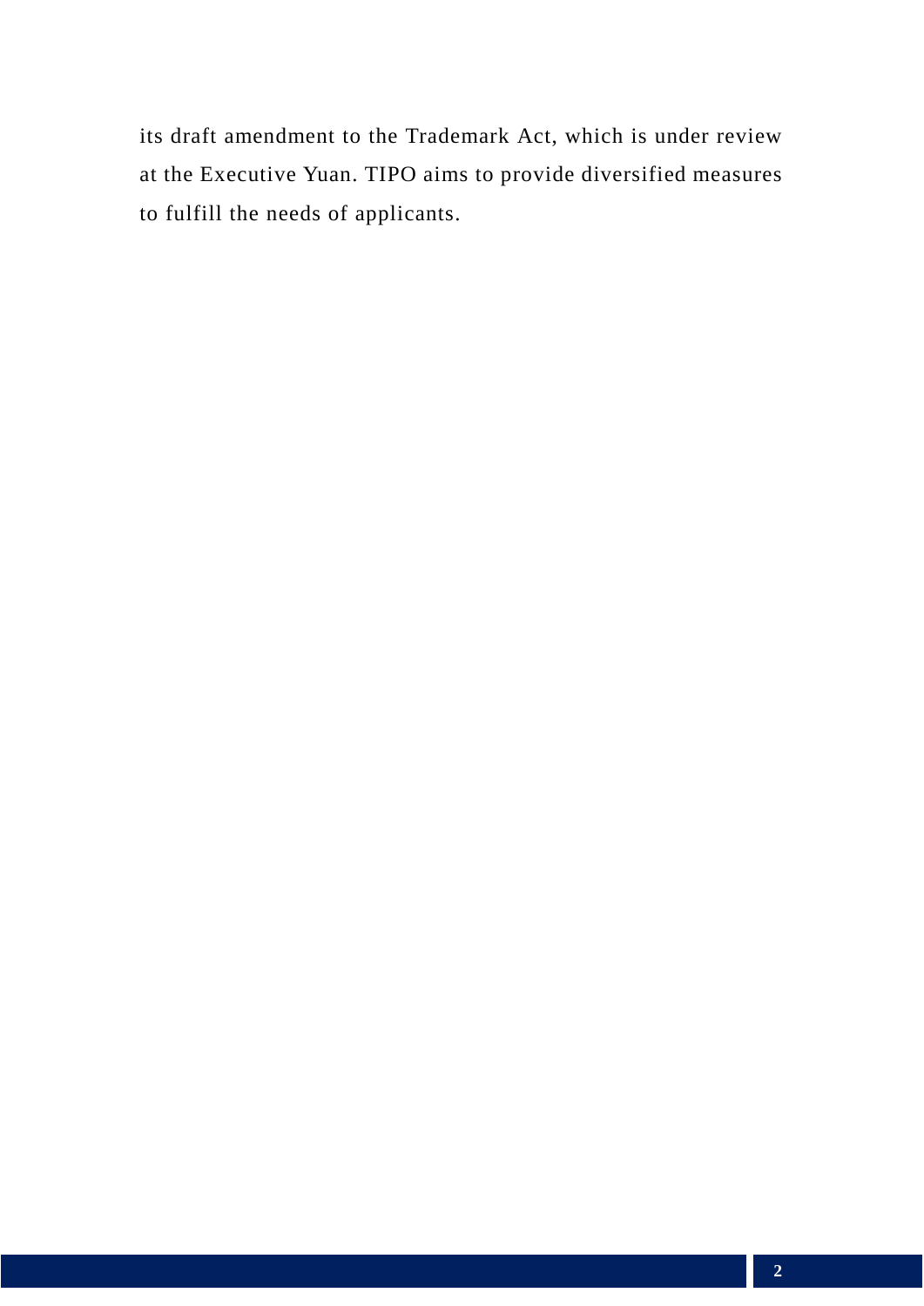its draft amendment to the Trademark Act, which is under review at the Executive Yuan. TIPO aims to provide diversified measures to fulfill the needs of applicants.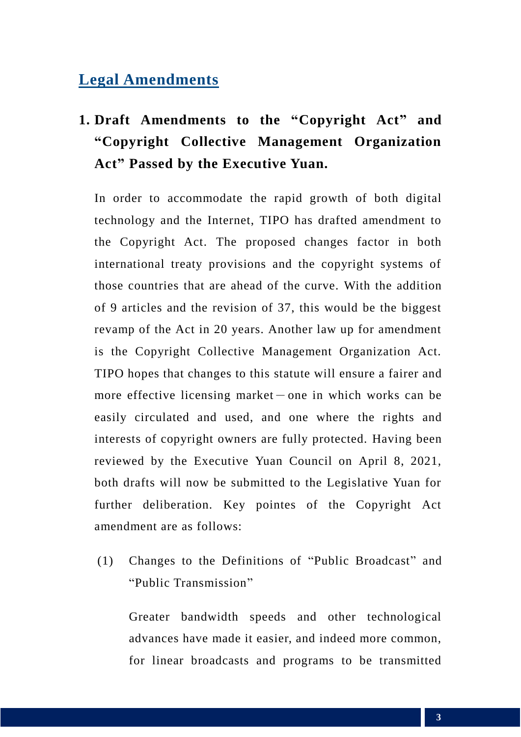## Legal Amendments

### 1. Draft Amendments to the "Copyright Act" and "Copyright Collective Management Organization Act" Passed by the Executive Yuan.

In order to accommodate the rapid growth of both digital technology and the Internet, TIPO has drafted amendment to the Copyright Act. The proposed changes factor in both international treaty provisions and the copyright systems of those countries that are ahead of the curve. With the addition of 9 articles and the revision of 37, this would be the biggest revamp of the Act in 20 years. Another law up for amendment is the Copyright Collective Management Organization Act. TIPO hopes that changes to this statute will ensure a fairer and more effective licensing market－one in which works can be easily circulated and used, and one where the rights and interests of copyright owners are fully protected. Having been reviewed by the Executive Yuan Council on April 8, 2021, both drafts will now be submitted to the Legislative Yuan for further deliberation. Key pointes of the Copyright Act amendment are as follows:

(1) Changes to the Definitions of "Public Broadcast" and "Public Transmission"

Greater bandwidth speeds and other technological advances have made it easier, and indeed more common, for linear broadcasts and programs to be transmitted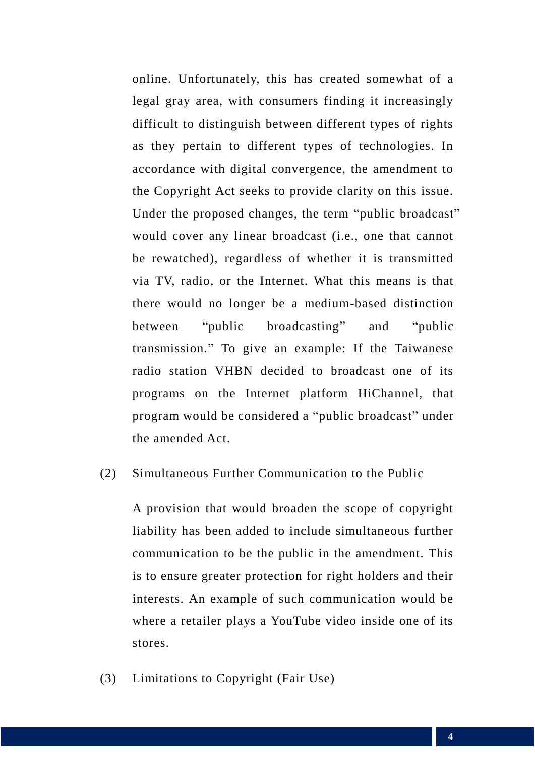online. Unfortunately, this has created somewhat of a legal gray area, with consumers finding it increasingly difficult to distinguish between different types of rights as they pertain to different types of technologies. In accordance with digital convergence, the amendment to the Copyright Act seeks to provide clarity on this issue. Under the proposed changes, the term "public broadcast" would cover any linear broadcast (i.e., one that cannot be rewatched), regardless of whether it is transmitted via TV, radio, or the Internet. What this means is that there would no longer be a medium-based distinction between "public broadcasting" and "public transmission." To give an example: If the Taiwanese radio station VHBN decided to broadcast one of its programs on the Internet platform HiChannel, that program would be considered a "public broadcast" under the amended Act.

(2) Simultaneous Further Communication to the Public

A provision that would broaden the scope of copyright liability has been added to include simultaneous further communication to be the public in the amendment. This is to ensure greater protection for right holders and their interests. An example of such communication would be where a retailer plays a YouTube video inside one of its stores.

(3) Limitations to Copyright (Fair Use)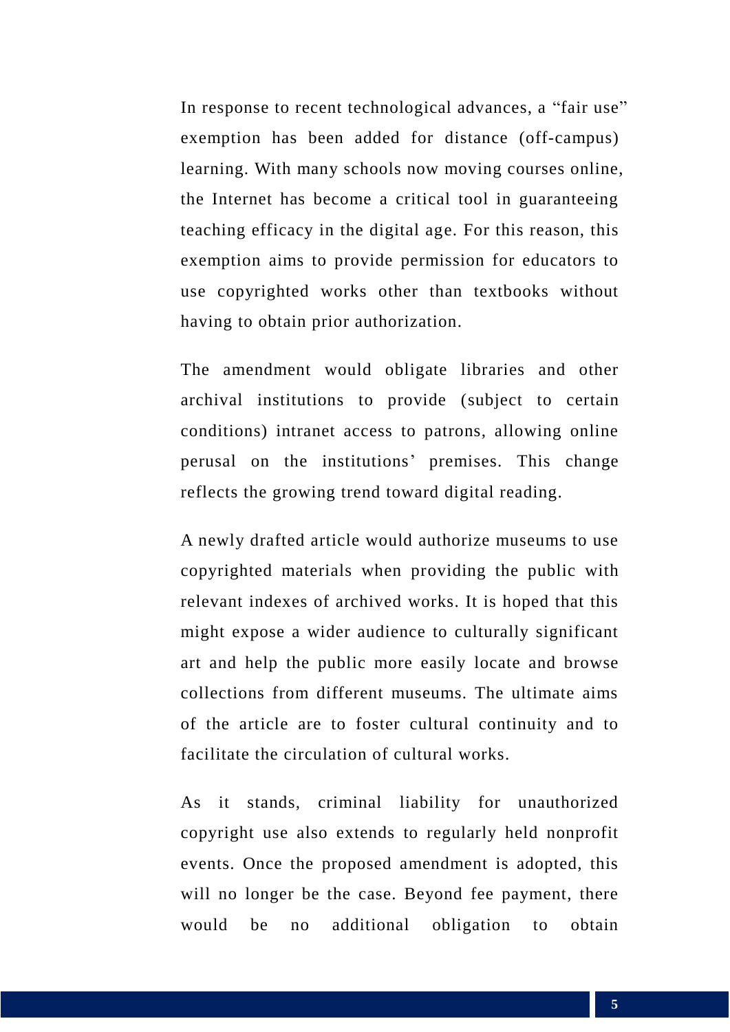In response to recent technological advances, a "fair use" exemption has been added for distance (off-campus) learning. With many schools now moving courses online, the Internet has become a critical tool in guaranteeing teaching efficacy in the digital age. For this reason, this exemption aims to provide permission for educators to use copyrighted works other than textbooks without having to obtain prior authorization.

The amendment would obligate libraries and other archival institutions to provide (subject to certain conditions) intranet access to patrons, allowing online perusal on the institutions' premises. This change reflects the growing trend toward digital reading.

A newly drafted article would authorize museums to use copyrighted materials when providing the public with relevant indexes of archived works. It is hoped that this might expose a wider audience to culturally significant art and help the public more easily locate and browse collections from different museums. The ultimate aims of the article are to foster cultural continuity and to facilitate the circulation of cultural works.

As it stands, criminal liability for unauthorized copyright use also extends to regularly held nonprofit events. Once the proposed amendment is adopted, this will no longer be the case. Beyond fee payment, there would be no additional obligation to obtain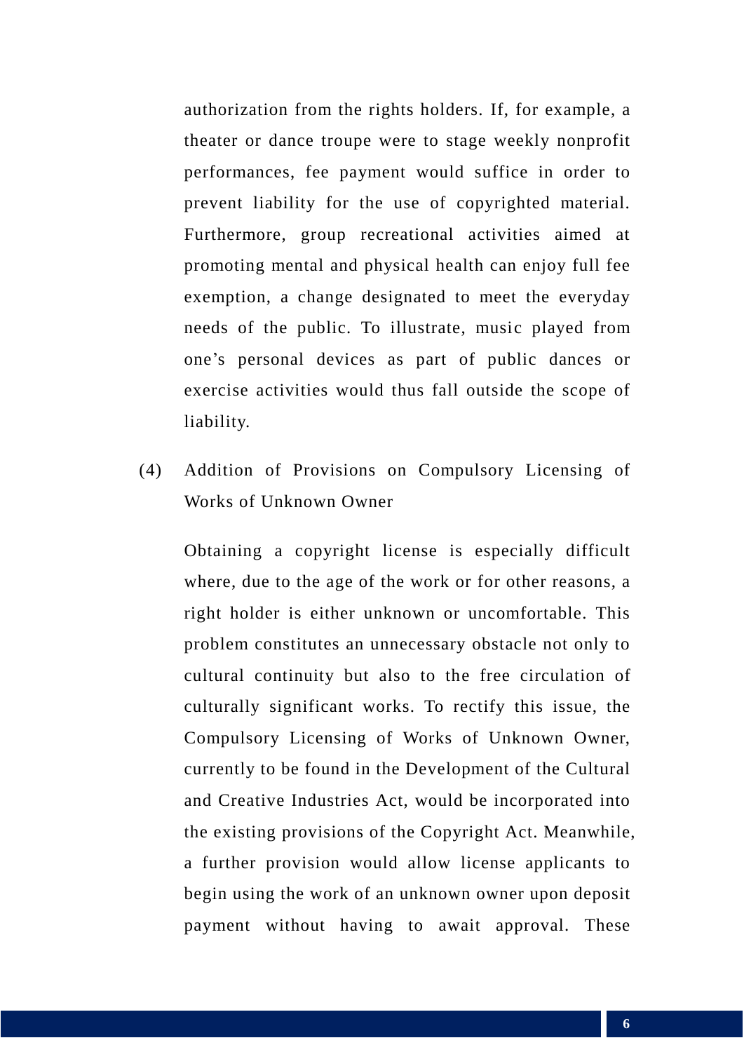authorization from the rights holders. If, for example, a theater or dance troupe were to stage weekly nonprofit performances, fee payment would suffice in order to prevent liability for the use of copyrighted material. Furthermore, group recreational activities aimed at promoting mental and physical health can enjoy full fee exemption, a change designated to meet the everyday needs of the public. To illustrate, music played from one's personal devices as part of public dances or exercise activities would thus fall outside the scope of liability.

(4) Addition of Provisions on Compulsory Licensing of Works of Unknown Owner

Obtaining a copyright license is especially difficult where, due to the age of the work or for other reasons, a right holder is either unknown or uncomfortable. This problem constitutes an unnecessary obstacle not only to cultural continuity but also to the free circulation of culturally significant works. To rectify this issue, the Compulsory Licensing of Works of Unknown Owner, currently to be found in the Development of the Cultural and Creative Industries Act, would be incorporated into the existing provisions of the Copyright Act. Meanwhile, a further provision would allow license applicants to begin using the work of an unknown owner upon deposit payment without having to await approval. These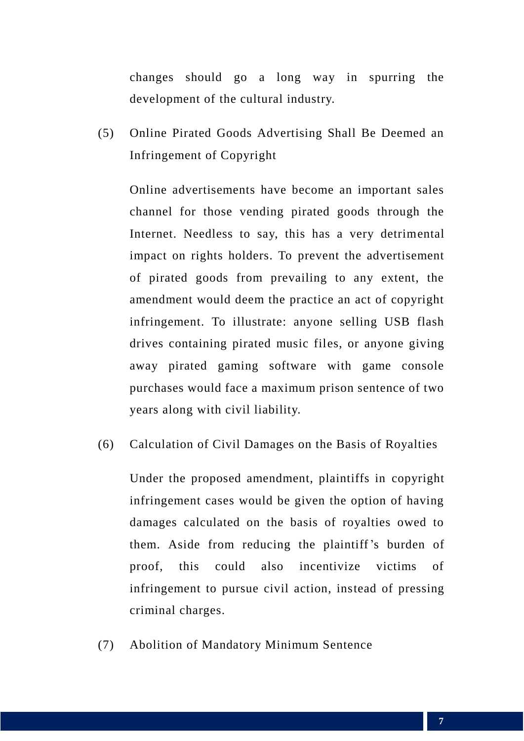changes should go a long way in spurring the development of the cultural industry.

(5) Online Pirated Goods Advertising Shall Be Deemed an Infringement of Copyright

Online advertisements have become an important sales channel for those vending pirated goods through the Internet. Needless to say, this has a very detrimental impact on rights holders. To prevent the advertisement of pirated goods from prevailing to any extent, the amendment would deem the practice an act of copyright infringement. To illustrate: anyone selling USB flash drives containing pirated music files, or anyone giving away pirated gaming software with game console purchases would face a maximum prison sentence of two years along with civil liability.

(6) Calculation of Civil Damages on the Basis of Royalties

Under the proposed amendment, plaintiffs in copyright infringement cases would be given the option of having damages calculated on the basis of royalties owed to them. Aside from reducing the plaintiff's burden of proof, this could also incentivize victims of infringement to pursue civil action, instead of pressing criminal charges.

(7) Abolition of Mandatory Minimum Sentence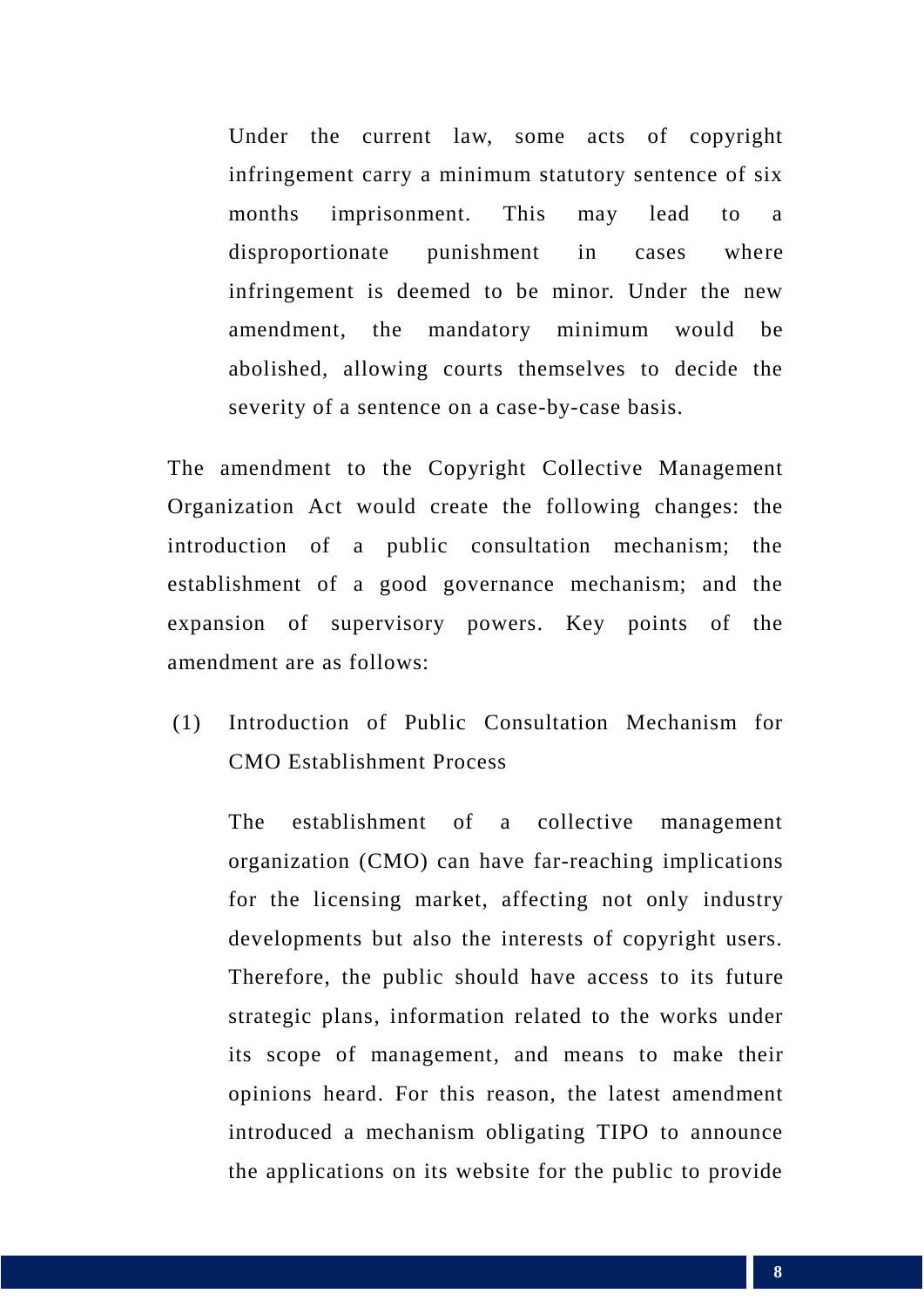Under the current law, some acts of copyright infringement carry a minimum statutory sentence of six months imprisonment. This may lead to a disproportionate punishment in cases where infringement is deemed to be minor. Under the new amendment, the mandatory minimum would be abolished, allowing courts themselves to decide the severity of a sentence on a case-by-case basis.

The amendment to the Copyright Collective Management Organization Act would create the following changes: the introduction of a public consultation mechanism; the establishment of a good governance mechanism; and the expansion of supervisory powers. Key points of the amendment are as follows:

(1) Introduction of Public Consultation Mechanism for CMO Establishment Process

The establishment of a collective management organization (CMO) can have far-reaching implications for the licensing market, affecting not only industry developments but also the interests of copyright users. Therefore, the public should have access to its future strategic plans, information related to the works under its scope of management, and means to make their opinions heard. For this reason, the latest amendment introduced a mechanism obligating TIPO to announce the applications on its website for the public to provide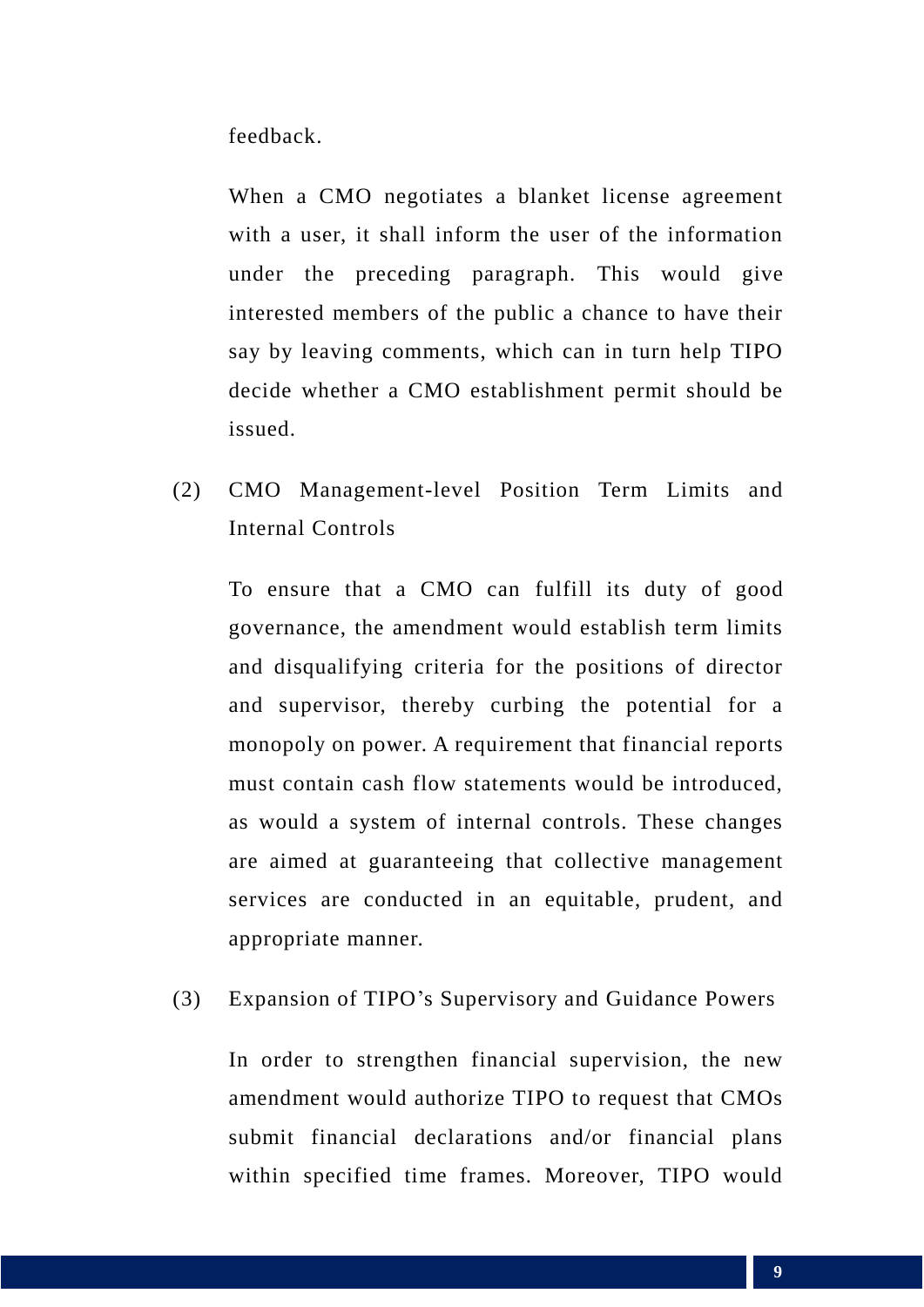feedback.

When a CMO negotiates a blanket license agreement with a user, it shall inform the user of the information under the preceding paragraph. This would give interested members of the public a chance to have their say by leaving comments, which can in turn help TIPO decide whether a CMO establishment permit should be issued.

(2) CMO Management-level Position Term Limits and Internal Controls

To ensure that a CMO can fulfill its duty of good governance, the amendment would establish term limits and disqualifying criteria for the positions of director and supervisor, thereby curbing the potential for a monopoly on power. A requirement that financial reports must contain cash flow statements would be introduced, as would a system of internal controls. These changes are aimed at guaranteeing that collective management services are conducted in an equitable, prudent, and appropriate manner.

(3) Expansion of TIPO's Supervisory and Guidance Powers

In order to strengthen financial supervision, the new amendment would authorize TIPO to request that CMOs submit financial declarations and/or financial plans within specified time frames. Moreover, TIPO would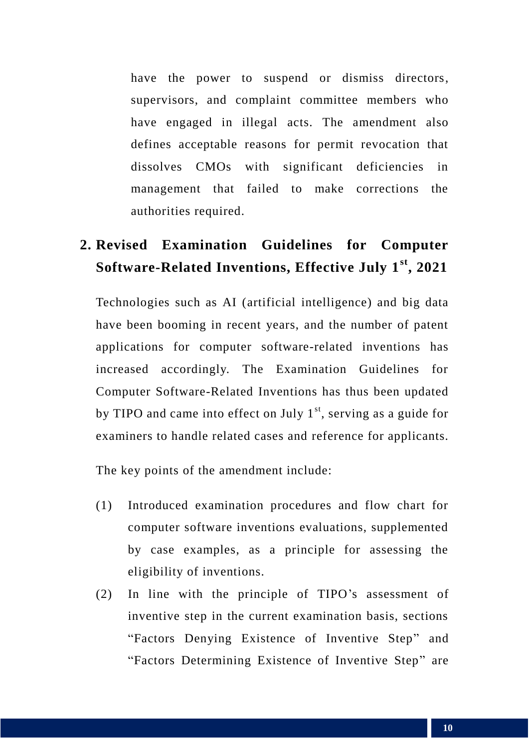have the power to suspend or dismiss directors, supervisors, and complaint committee members who have engaged in illegal acts. The amendment also defines acceptable reasons for permit revocation that dissolves CMOs with significant deficiencies in management that failed to make corrections the authorities required.

## 2. Revised Examination Guidelines for Computer Software-Related Inventions, Effective July 1st, 2021

Technologies such as AI (artificial intelligence) and big data have been booming in recent years, and the number of patent applications for computer software-related inventions has increased accordingly. The Examination Guidelines for Computer Software-Related Inventions has thus been updated by TIPO and came into effect on July 1st, serving as a guide for examiners to handle related cases and reference for applicants.

The key points of the amendment include:

(1) Introduced examination procedures and flow chart for computer software inventions evaluations, supplemented by case examples, as a principle for assessing the eligibility of inventions.

(2) In line with the principle of TIPO's assessment of inventive step in the current examination basis, sections "Factors Denying Existence of Inventive Step" and "Factors Determining Existence of Inventive Step" are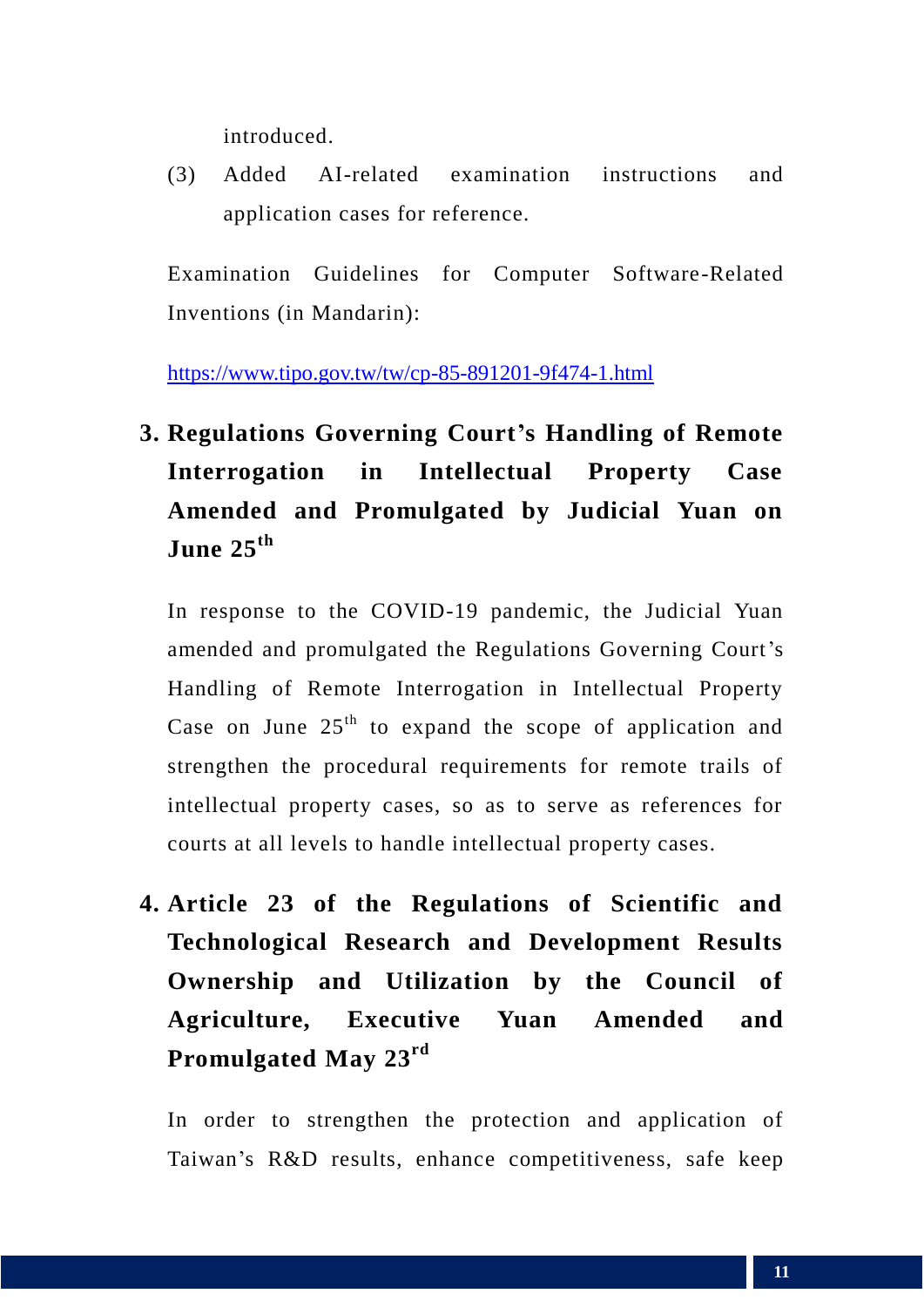introduced.

(3) Added AI-related examination instructions and application cases for reference.

Examination Guidelines for Computer Software-Related Inventions (in Mandarin):

https://www.tipo.gov.tw/tw/cp-85-891201-9f474-1.html

## 3. Regulations Governing Court's Handling of Remote Interrogation in Intellectual Property Case Amended and Promulgated by Judicial Yuan on June 25th

In response to the COVID-19 pandemic, the Judicial Yuan amended and promulgated the Regulations Governing Court's Handling of Remote Interrogation in Intellectual Property Case on June 25th to expand the scope of application and strengthen the procedural requirements for remote trails of intellectual property cases, so as to serve as references for courts at all levels to handle intellectual property cases.

## 4. Article 23 of the Regulations of Scientific and Technological Research and Development Results Ownership and Utilization by the Council of Agriculture, Executive Yuan Amended and Promulgated May 23rd

In order to strengthen the protection and application of Taiwan's R&D results, enhance competitiveness, safe keep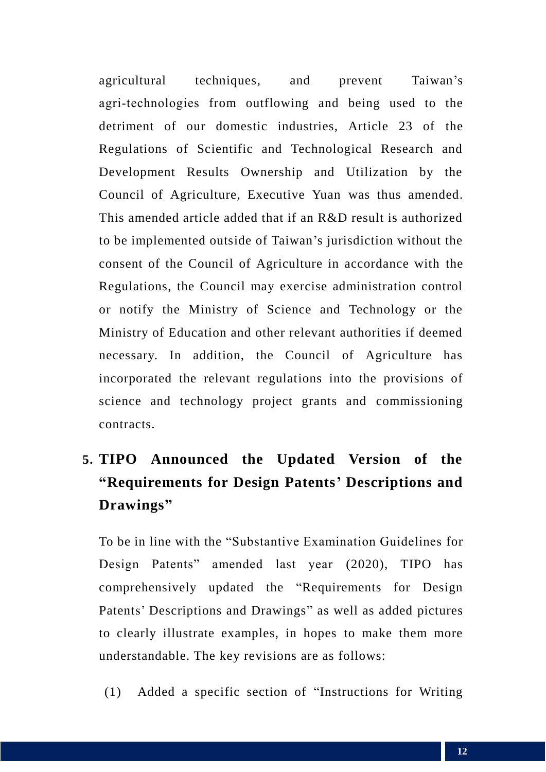agricultural techniques, and prevent Taiwan's agri-technologies from outflowing and being used to the detriment of our domestic industries, Article 23 of the Regulations of Scientific and Technological Research and Development Results Ownership and Utilization by the Council of Agriculture, Executive Yuan was thus amended. This amended article added that if an R&D result is authorized to be implemented outside of Taiwan's jurisdiction without the consent of the Council of Agriculture in accordance with the Regulations, the Council may exercise administration control or notify the Ministry of Science and Technology or the Ministry of Education and other relevant authorities if deemed necessary. In addition, the Council of Agriculture has incorporated the relevant regulations into the provisions of science and technology project grants and commissioning contracts.

## 5. TIPO Announced the Updated Version of the "Requirements for Design Patents' Descriptions and Drawings"

To be in line with the "Substantive Examination Guidelines for Design Patents" amended last year (2020), TIPO has comprehensively updated the "Requirements for Design Patents' Descriptions and Drawings" as well as added pictures to clearly illustrate examples, in hopes to make them more understandable. The key revisions are as follows:

(1) Added a specific section of "Instructions for Writing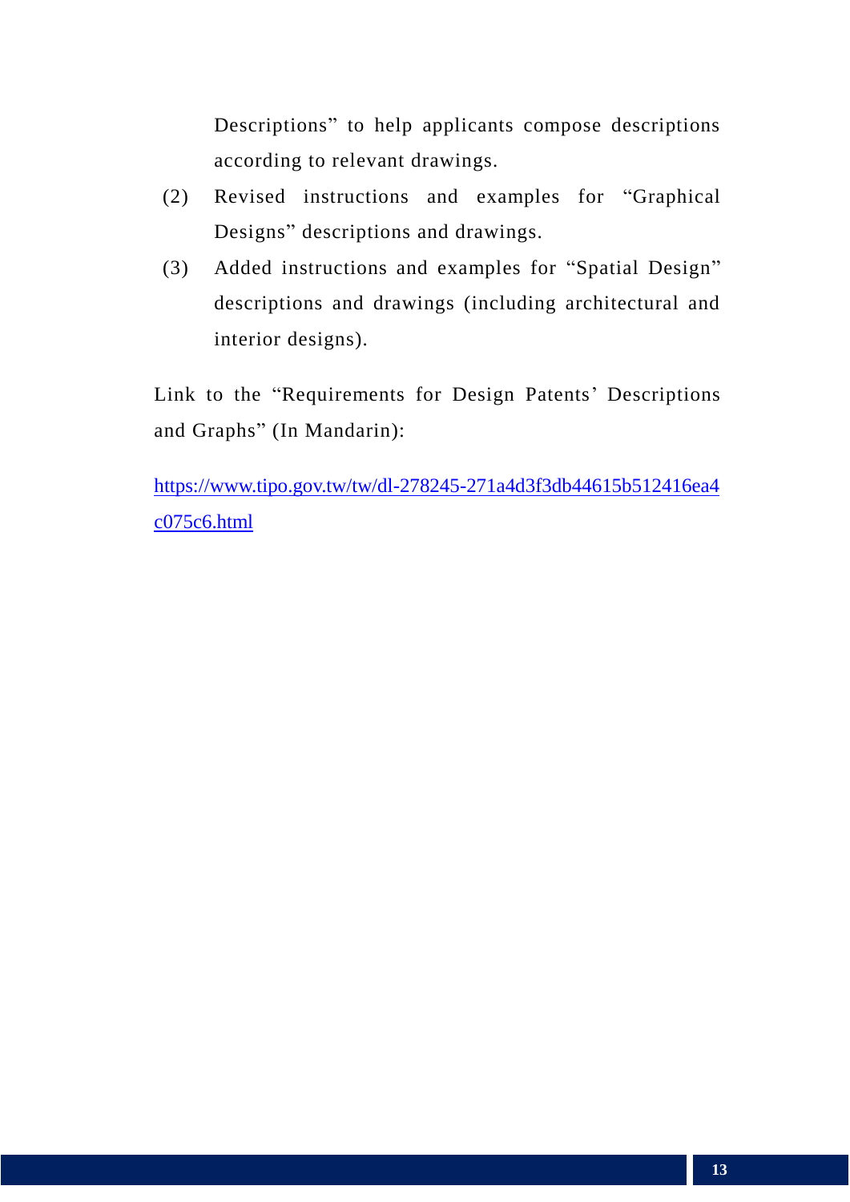Descriptions" to help applicants compose descriptions according to relevant drawings.

(2) Revised instructions and examples for "Graphical Designs" descriptions and drawings.

(3) Added instructions and examples for "Spatial Design" descriptions and drawings (including architectural and interior designs).

Link to the "Requirements for Design Patents' Descriptions and Graphs" (In Mandarin):

https://www.tipo.gov.tw/tw/dl-278245-271a4d3f3db44615b512416ea4c075c6.html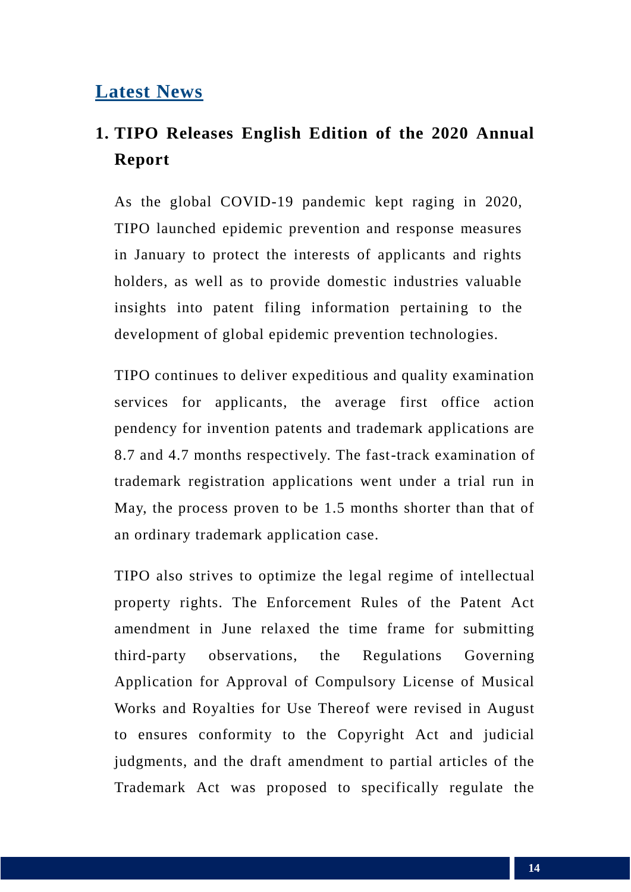## Latest News

### 1. TIPO Releases English Edition of the 2020 Annual Report

As the global COVID-19 pandemic kept raging in 2020, TIPO launched epidemic prevention and response measures in January to protect the interests of applicants and rights holders, as well as to provide domestic industries valuable insights into patent filing information pertaining to the development of global epidemic prevention technologies.

TIPO continues to deliver expeditious and quality examination services for applicants, the average first office action pendency for invention patents and trademark applications are 8.7 and 4.7 months respectively. The fast-track examination of trademark registration applications went under a trial run in May, the process proven to be 1.5 months shorter than that of an ordinary trademark application case.

TIPO also strives to optimize the legal regime of intellectual property rights. The Enforcement Rules of the Patent Act amendment in June relaxed the time frame for submitting third-party observations, the Regulations Governing Application for Approval of Compulsory License of Musical Works and Royalties for Use Thereof were revised in August to ensures conformity to the Copyright Act and judicial judgments, and the draft amendment to partial articles of the Trademark Act was proposed to specifically regulate the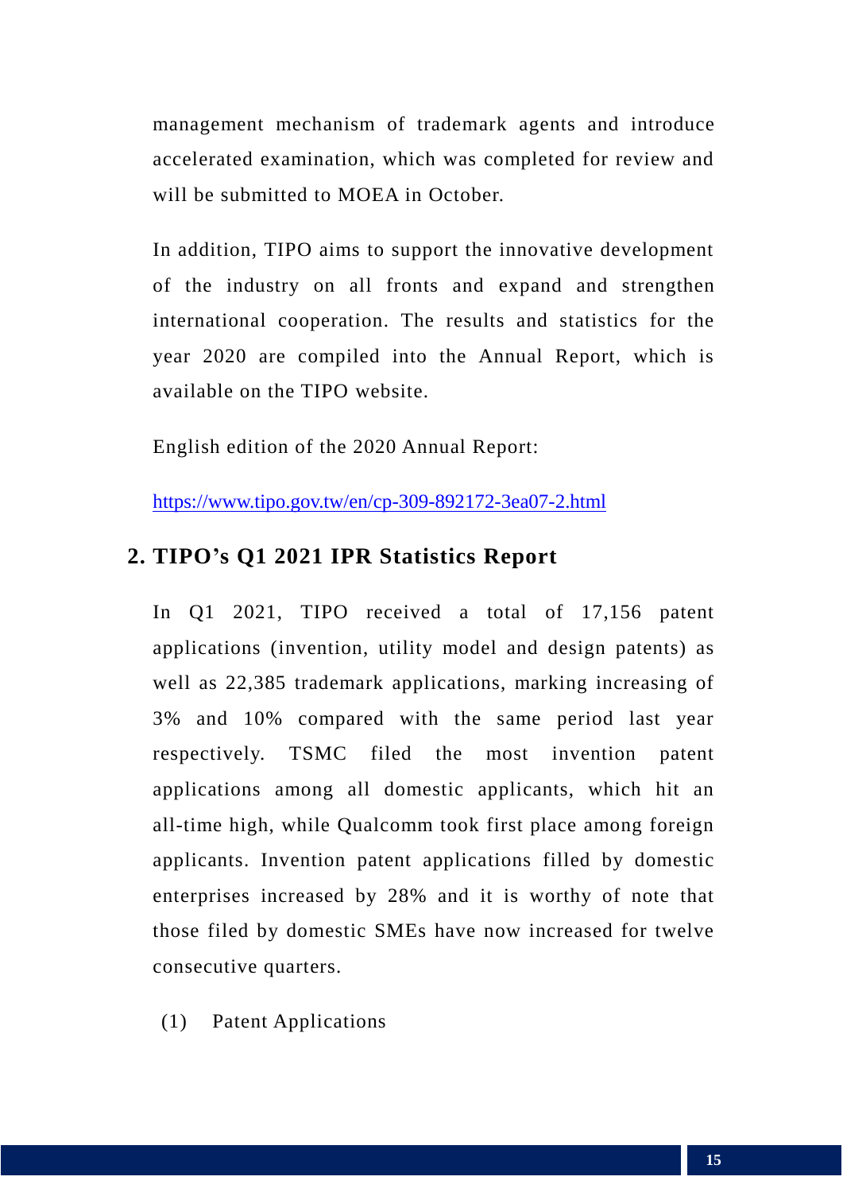management mechanism of trademark agents and introduce accelerated examination, which was completed for review and will be submitted to MOEA in October.

In addition, TIPO aims to support the innovative development of the industry on all fronts and expand and strengthen international cooperation. The results and statistics for the year 2020 are compiled into the Annual Report, which is available on the TIPO website.

English edition of the 2020 Annual Report:

https://www.tipo.gov.tw/en/cp-309-892172-3ea07-2.html

## 2. TIPO's Q1 2021 IPR Statistics Report

In Q1 2021, TIPO received a total of 17,156 patent applications (invention, utility model and design patents) as well as 22,385 trademark applications, marking increasing of 3% and 10% compared with the same period last year respectively. TSMC filed the most invention patent applications among all domestic applicants, which hit an all-time high, while Qualcomm took first place among foreign applicants. Invention patent applications filled by domestic enterprises increased by 28% and it is worthy of note that those filed by domestic SMEs have now increased for twelve consecutive quarters.

(1) Patent Applications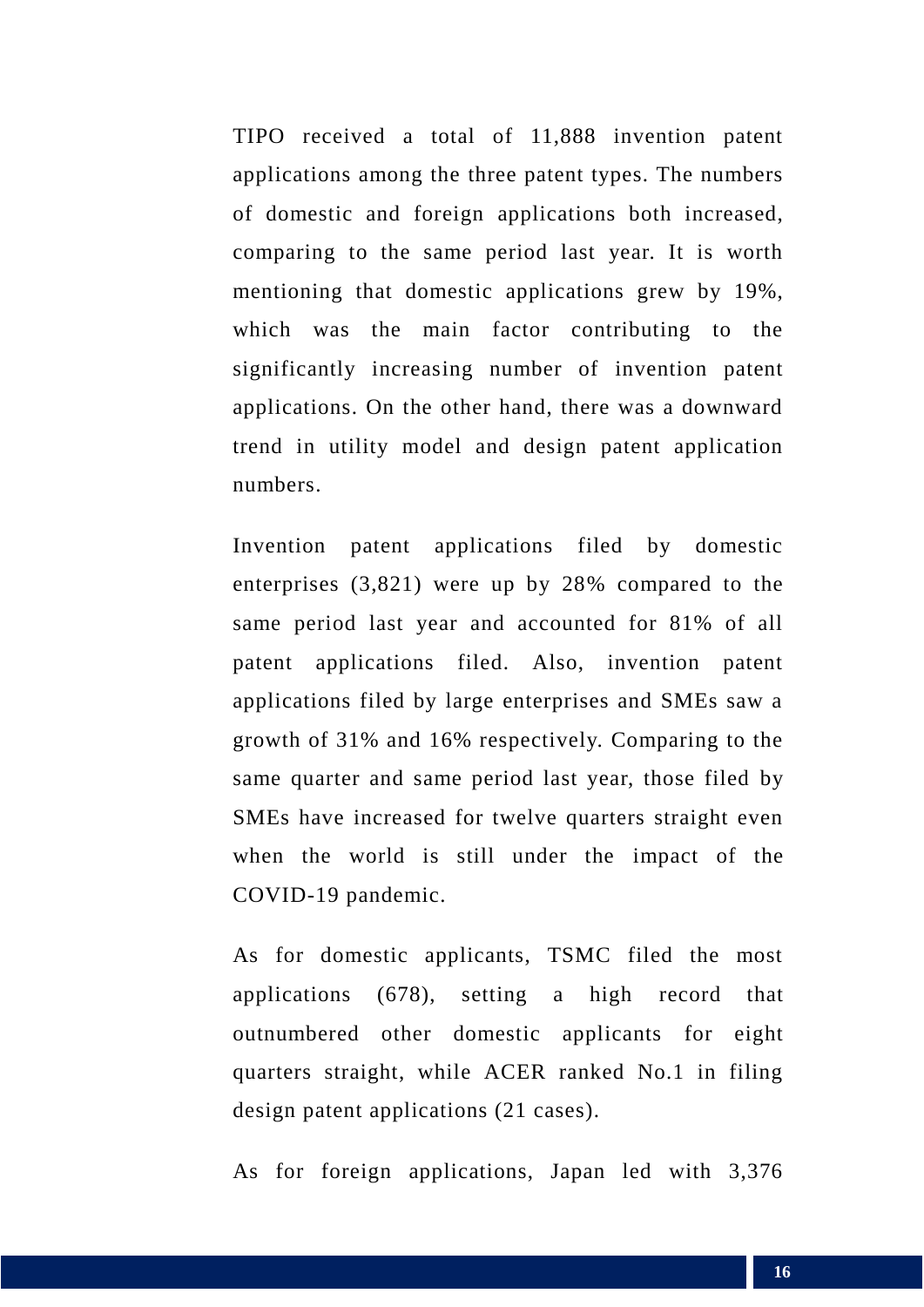TIPO received a total of 11,888 invention patent applications among the three patent types. The numbers of domestic and foreign applications both increased, comparing to the same period last year. It is worth mentioning that domestic applications grew by 19%, which was the main factor contributing to the significantly increasing number of invention patent applications. On the other hand, there was a downward trend in utility model and design patent application numbers.

Invention patent applications filed by domestic enterprises (3,821) were up by 28% compared to the same period last year and accounted for 81% of all patent applications filed. Also, invention patent applications filed by large enterprises and SMEs saw a growth of 31% and 16% respectively. Comparing to the same quarter and same period last year, those filed by SMEs have increased for twelve quarters straight even when the world is still under the impact of the COVID-19 pandemic.

As for domestic applicants, TSMC filed the most applications (678), setting a high record that outnumbered other domestic applicants for eight quarters straight, while ACER ranked No.1 in filing design patent applications (21 cases).

As for foreign applications, Japan led with 3,376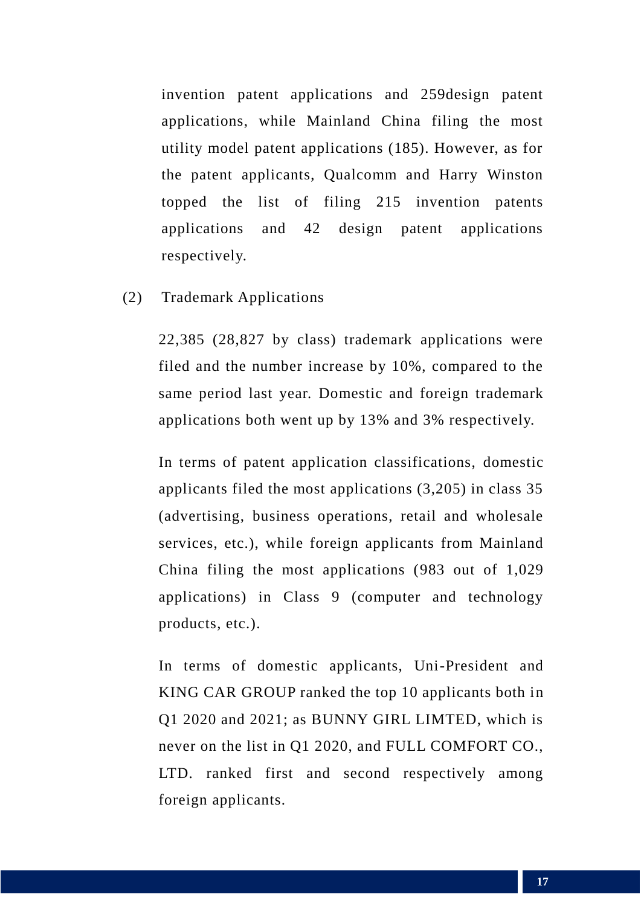invention patent applications and 259design patent applications, while Mainland China filing the most utility model patent applications (185). However, as for the patent applicants, Qualcomm and Harry Winston topped the list of filing 215 invention patents applications and 42 design patent applications respectively.

(2) Trademark Applications

22,385 (28,827 by class) trademark applications were filed and the number increase by 10%, compared to the same period last year. Domestic and foreign trademark applications both went up by 13% and 3% respectively.

In terms of patent application classifications, domestic applicants filed the most applications (3,205) in class 35 (advertising, business operations, retail and wholesale services, etc.), while foreign applicants from Mainland China filing the most applications (983 out of 1,029 applications) in Class 9 (computer and technology products, etc.).

In terms of domestic applicants, Uni-President and KING CAR GROUP ranked the top 10 applicants both in Q1 2020 and 2021; as BUNNY GIRL LIMTED, which is never on the list in Q1 2020, and FULL COMFORT CO., LTD. ranked first and second respectively among foreign applicants.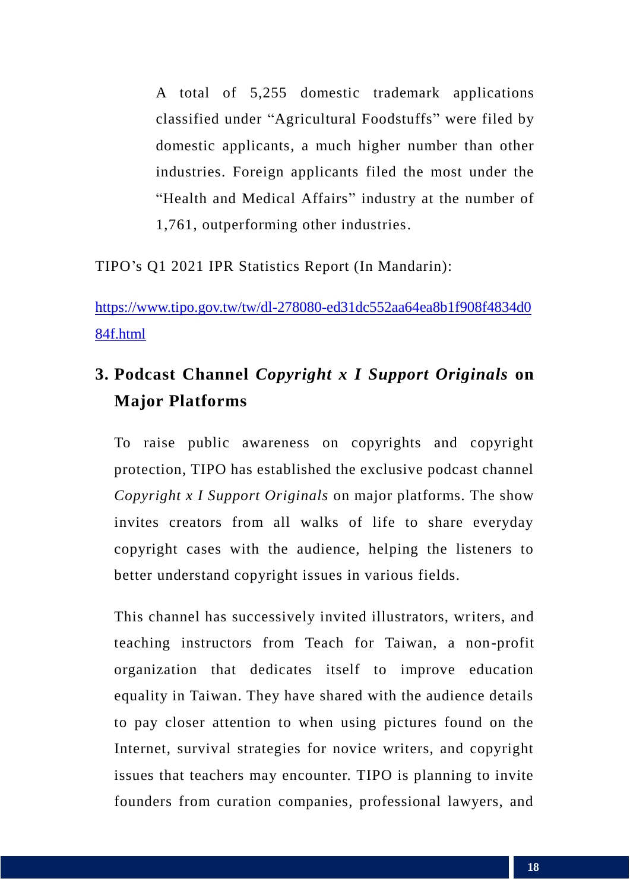A total of 5,255 domestic trademark applications classified under “Agricultural Foodstuffs” were filed by domestic applicants, a much higher number than other industries. Foreign applicants filed the most under the “Health and Medical Affairs” industry at the number of 1,761, outperforming other industries.

TIPO’s Q1 2021 IPR Statistics Report (In Mandarin):

https://www.tipo.gov.tw/tw/dl-278080-ed31dc552aa64ea8b1f908f4834d084f.html

## 3. Podcast Channel *Copyright x I Support Originals* on Major Platforms

To raise public awareness on copyrights and copyright protection, TIPO has established the exclusive podcast channel *Copyright x I Support Originals* on major platforms. The show invites creators from all walks of life to share everyday copyright cases with the audience, helping the listeners to better understand copyright issues in various fields.

This channel has successively invited illustrators, writers, and teaching instructors from Teach for Taiwan, a non-profit organization that dedicates itself to improve education equality in Taiwan. They have shared with the audience details to pay closer attention to when using pictures found on the Internet, survival strategies for novice writers, and copyright issues that teachers may encounter. TIPO is planning to invite founders from curation companies, professional lawyers, and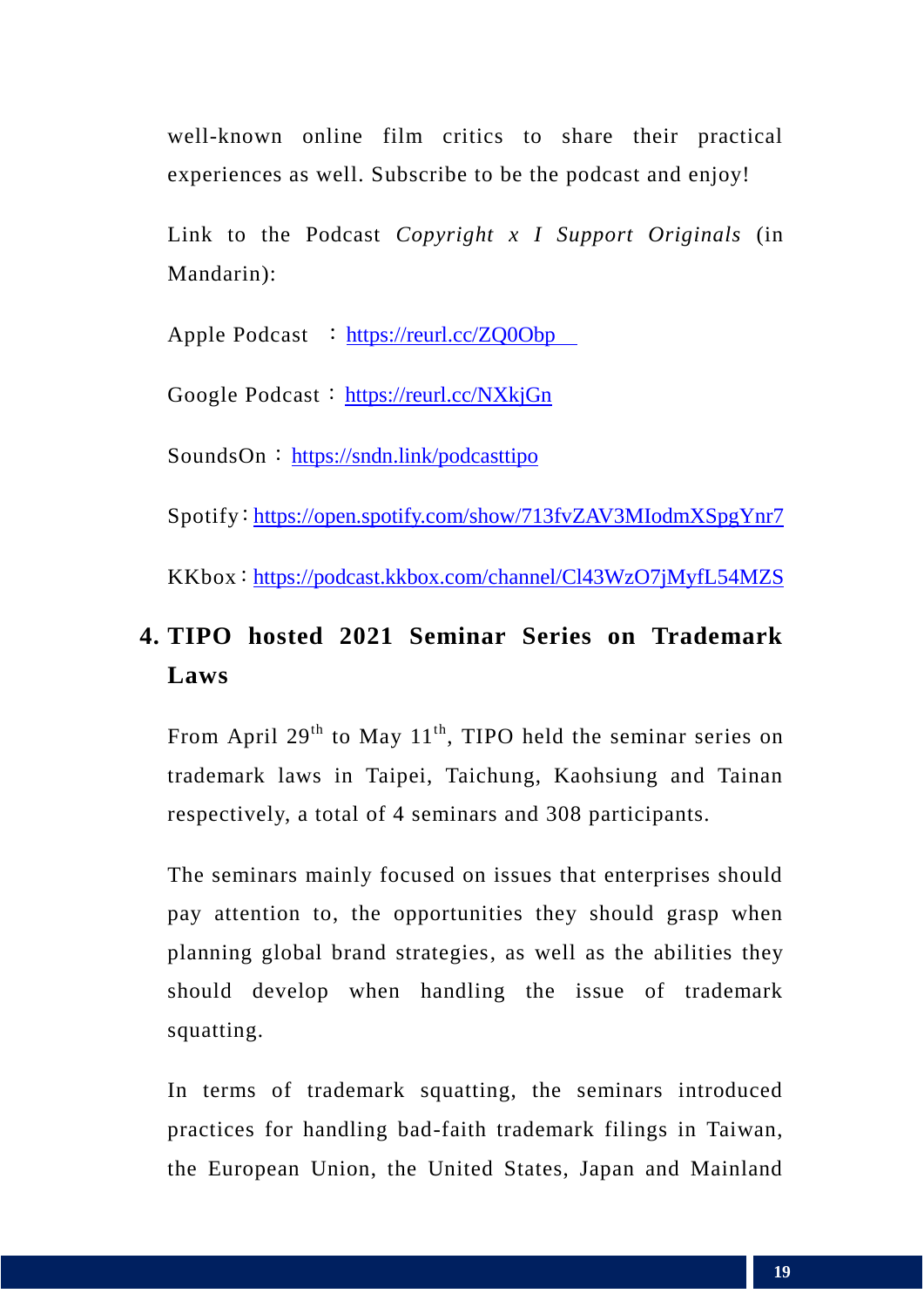well-known online film critics to share their practical experiences as well. Subscribe to be the podcast and enjoy!

Link to the Podcast *Copyright x I Support Originals* (in Mandarin):

Apple Podcast ：https://reurl.cc/ZQ0Obp

Google Podcast：https://reurl.cc/NXkjGn

SoundsOn：https://sndn.link/podcasttipo

Spotify：https://open.spotify.com/show/713fvZAV3MIodmXSpgYnr7

KKbox：https://podcast.kkbox.com/channel/Cl43WzO7jMyfL54MZS

## 4. TIPO hosted 2021 Seminar Series on Trademark Laws

From April 29th to May 11th, TIPO held the seminar series on trademark laws in Taipei, Taichung, Kaohsiung and Tainan respectively, a total of 4 seminars and 308 participants.

The seminars mainly focused on issues that enterprises should pay attention to, the opportunities they should grasp when planning global brand strategies, as well as the abilities they should develop when handling the issue of trademark squatting.

In terms of trademark squatting, the seminars introduced practices for handling bad-faith trademark filings in Taiwan, the European Union, the United States, Japan and Mainland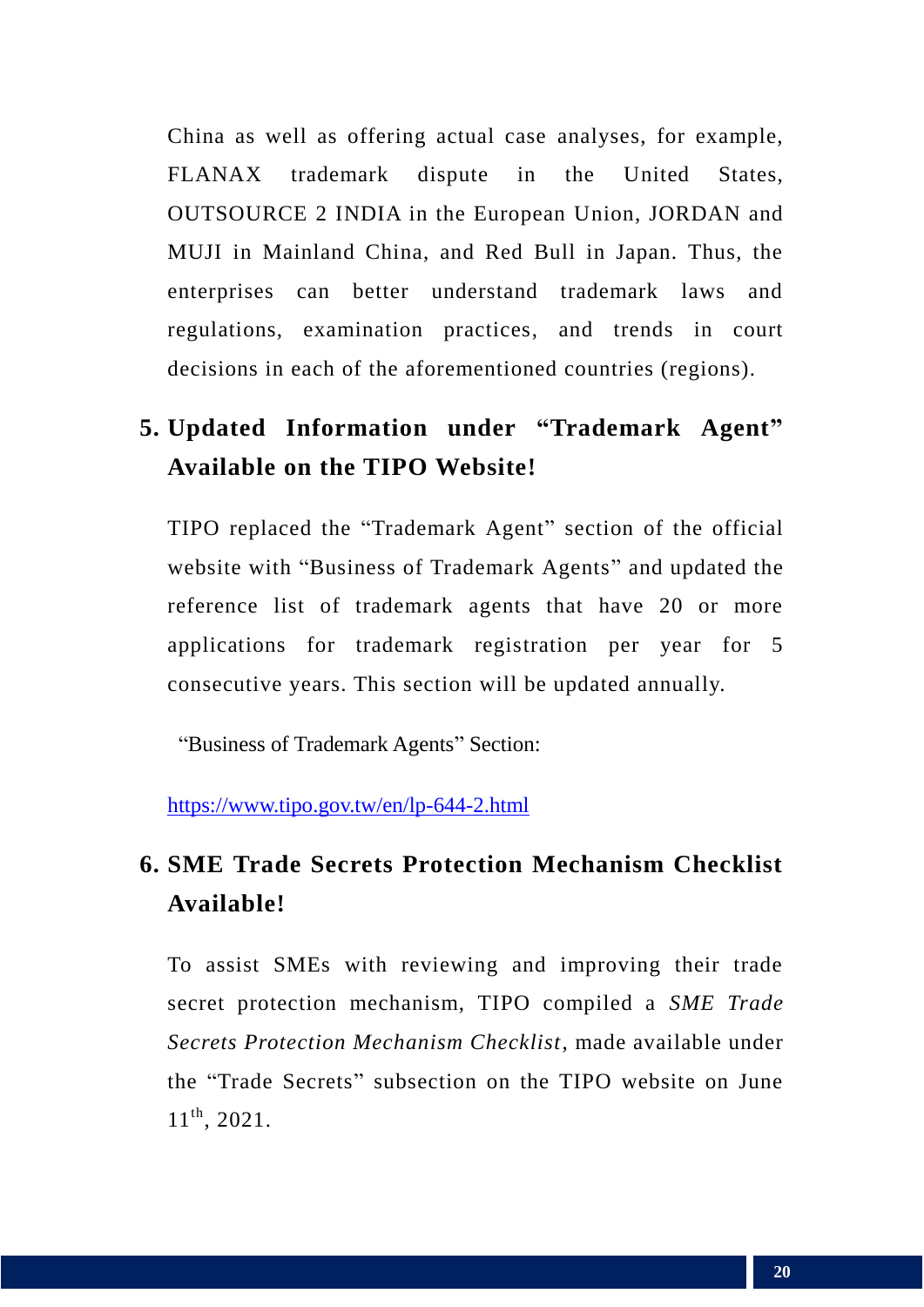China as well as offering actual case analyses, for example, FLANAX trademark dispute in the United States, OUTSOURCE 2 INDIA in the European Union, JORDAN and MUJI in Mainland China, and Red Bull in Japan. Thus, the enterprises can better understand trademark laws and regulations, examination practices, and trends in court decisions in each of the aforementioned countries (regions).

## 5. Updated Information under "Trademark Agent" Available on the TIPO Website!

TIPO replaced the "Trademark Agent" section of the official website with "Business of Trademark Agents" and updated the reference list of trademark agents that have 20 or more applications for trademark registration per year for 5 consecutive years. This section will be updated annually.

"Business of Trademark Agents" Section:

https://www.tipo.gov.tw/en/lp-644-2.html

## 6. SME Trade Secrets Protection Mechanism Checklist Available!

To assist SMEs with reviewing and improving their trade secret protection mechanism, TIPO compiled a *SME Trade Secrets Protection Mechanism Checklist*, made available under the "Trade Secrets" subsection on the TIPO website on June 11th, 2021.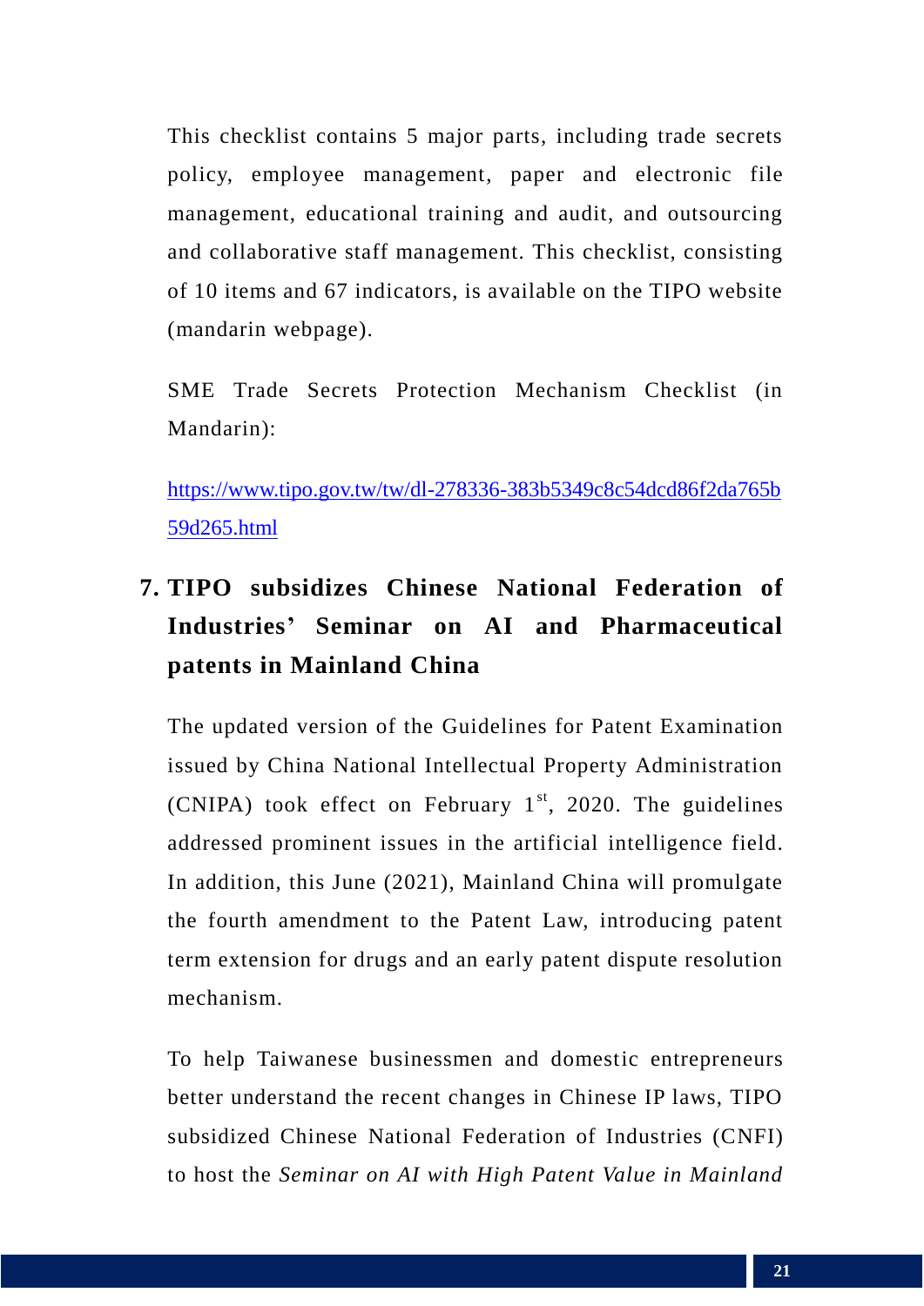This checklist contains 5 major parts, including trade secrets policy, employee management, paper and electronic file management, educational training and audit, and outsourcing and collaborative staff management. This checklist, consisting of 10 items and 67 indicators, is available on the TIPO website (mandarin webpage).

SME Trade Secrets Protection Mechanism Checklist (in Mandarin):

https://www.tipo.gov.tw/tw/dl-278336-383b5349c8c54dcd86f2da765b59d265.html

## 7. TIPO subsidizes Chinese National Federation of Industries' Seminar on AI and Pharmaceutical patents in Mainland China

The updated version of the Guidelines for Patent Examination issued by China National Intellectual Property Administration (CNIPA) took effect on February 1st, 2020. The guidelines addressed prominent issues in the artificial intelligence field. In addition, this June (2021), Mainland China will promulgate the fourth amendment to the Patent Law, introducing patent term extension for drugs and an early patent dispute resolution mechanism.

To help Taiwanese businessmen and domestic entrepreneurs better understand the recent changes in Chinese IP laws, TIPO subsidized Chinese National Federation of Industries (CNFI) to host the *Seminar on AI with High Patent Value in Mainland*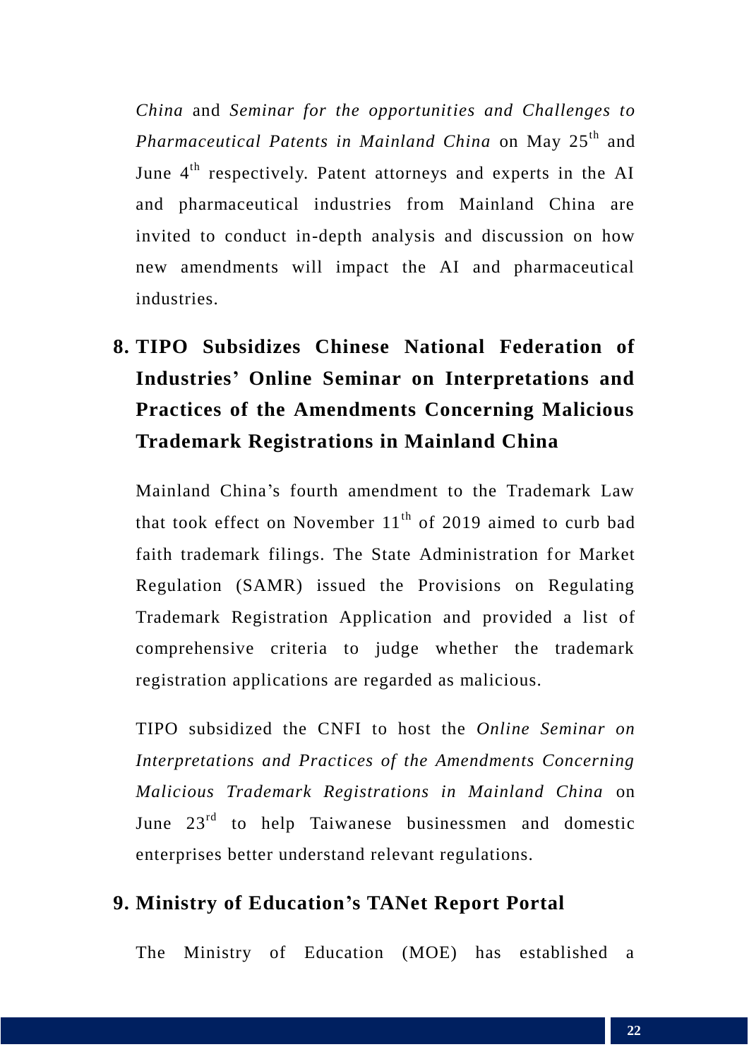*China* and *Seminar for the opportunities and Challenges to Pharmaceutical Patents in Mainland China* on May 25th and June 4th respectively. Patent attorneys and experts in the AI and pharmaceutical industries from Mainland China are invited to conduct in-depth analysis and discussion on how new amendments will impact the AI and pharmaceutical industries.

## 8. TIPO Subsidizes Chinese National Federation of Industries' Online Seminar on Interpretations and Practices of the Amendments Concerning Malicious Trademark Registrations in Mainland China

Mainland China's fourth amendment to the Trademark Law that took effect on November 11th of 2019 aimed to curb bad faith trademark filings. The State Administration for Market Regulation (SAMR) issued the Provisions on Regulating Trademark Registration Application and provided a list of comprehensive criteria to judge whether the trademark registration applications are regarded as malicious.

TIPO subsidized the CNFI to host the *Online Seminar on Interpretations and Practices of the Amendments Concerning Malicious Trademark Registrations in Mainland China* on June 23rd to help Taiwanese businessmen and domestic enterprises better understand relevant regulations.

## 9. Ministry of Education's TANet Report Portal

The Ministry of Education (MOE) has established a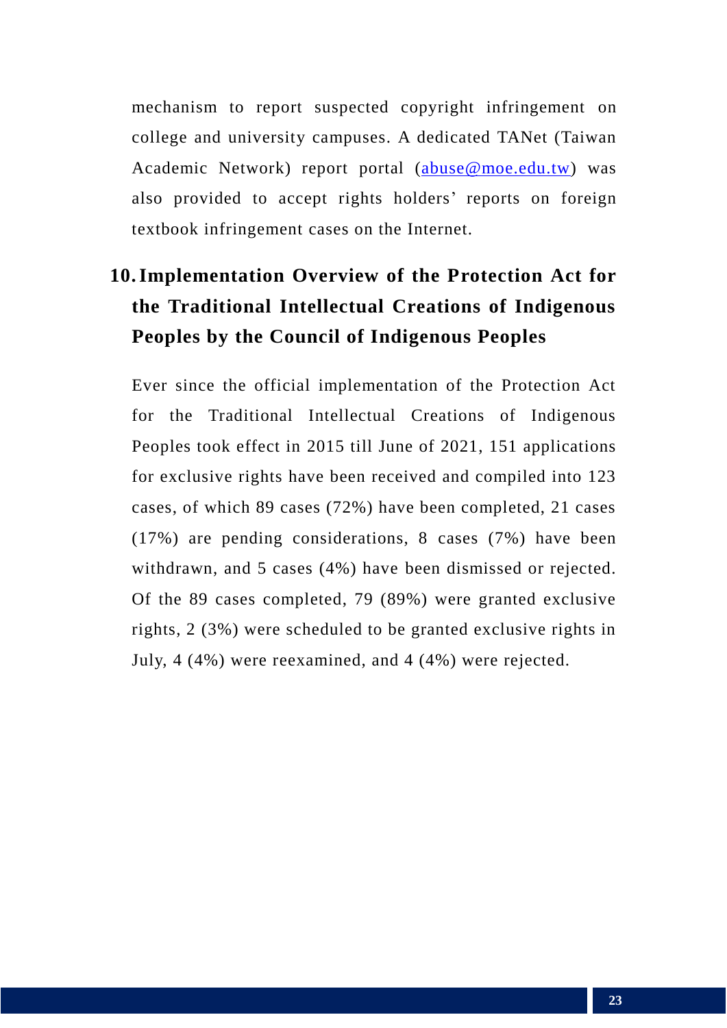mechanism to report suspected copyright infringement on college and university campuses. A dedicated TANet (Taiwan Academic Network) report portal (abuse@moe.edu.tw) was also provided to accept rights holders' reports on foreign textbook infringement cases on the Internet.

## 10. Implementation Overview of the Protection Act for the Traditional Intellectual Creations of Indigenous Peoples by the Council of Indigenous Peoples

Ever since the official implementation of the Protection Act for the Traditional Intellectual Creations of Indigenous Peoples took effect in 2015 till June of 2021, 151 applications for exclusive rights have been received and compiled into 123 cases, of which 89 cases (72%) have been completed, 21 cases (17%) are pending considerations, 8 cases (7%) have been withdrawn, and 5 cases (4%) have been dismissed or rejected. Of the 89 cases completed, 79 (89%) were granted exclusive rights, 2 (3%) were scheduled to be granted exclusive rights in July, 4 (4%) were reexamined, and 4 (4%) were rejected.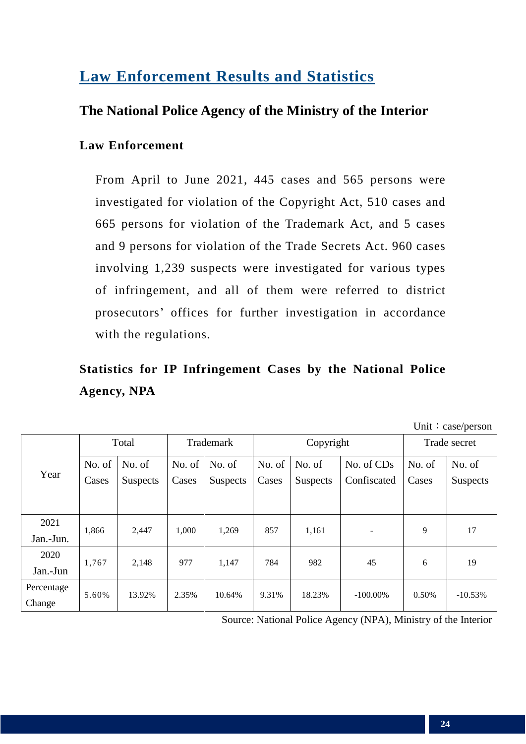# Law Enforcement Results and Statistics

## The National Police Agency of the Ministry of the Interior

### Law Enforcement

From April to June 2021, 445 cases and 565 persons were investigated for violation of the Copyright Act, 510 cases and 665 persons for violation of the Trademark Act, and 5 cases and 9 persons for violation of the Trade Secrets Act. 960 cases involving 1,239 suspects were investigated for various types of infringement, and all of them were referred to district prosecutors' offices for further investigation in accordance with the regulations.

### Statistics for IP Infringement Cases by the National Police Agency, NPA

Unit：case/person

| Year | Total | | Trademark | | Copyright | | | Trade secret | |
|---|---|---|---|---|---|---|---|---|---|
| | No. of Cases | No. of Suspects | No. of Cases | No. of Suspects | No. of Cases | No. of Suspects | No. of CDs Confiscated | No. of Cases | No. of Suspects |
| 2021 Jan.-Jun. | 1,866 | 2,447 | 1,000 | 1,269 | 857 | 1,161 | - | 9 | 17 |
| 2020 Jan.-Jun | 1,767 | 2,148 | 977 | 1,147 | 784 | 982 | 45 | 6 | 19 |
| Percentage Change | 5.60% | 13.92% | 2.35% | 10.64% | 9.31% | 18.23% | -100.00% | 0.50% | -10.53% |

Source: National Police Agency (NPA), Ministry of the Interior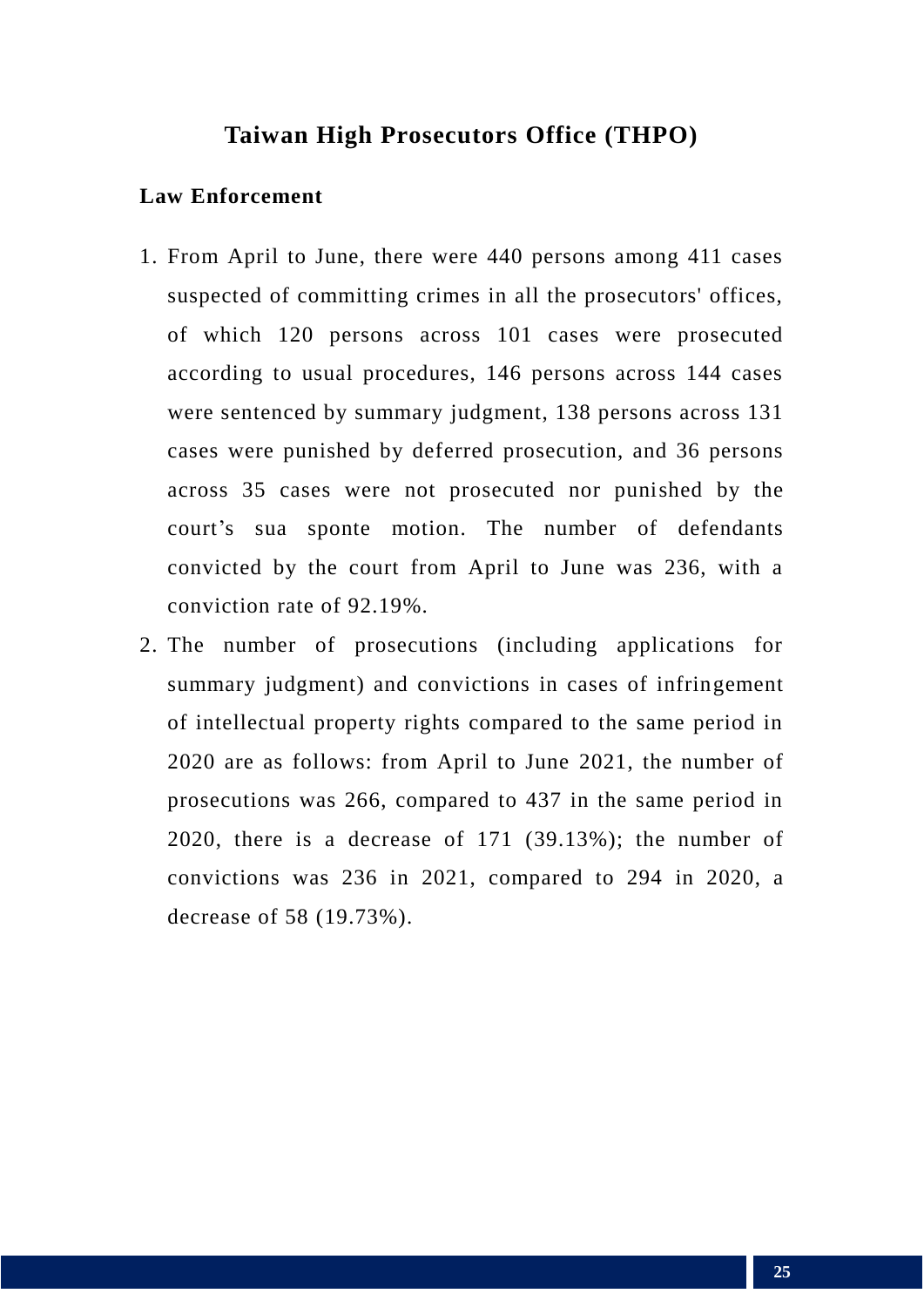## Taiwan High Prosecutors Office (THPO)

### Law Enforcement

1. From April to June, there were 440 persons among 411 cases suspected of committing crimes in all the prosecutors' offices, of which 120 persons across 101 cases were prosecuted according to usual procedures, 146 persons across 144 cases were sentenced by summary judgment, 138 persons across 131 cases were punished by deferred prosecution, and 36 persons across 35 cases were not prosecuted nor punished by the court’s sua sponte motion. The number of defendants convicted by the court from April to June was 236, with a conviction rate of 92.19%.
2. The number of prosecutions (including applications for summary judgment) and convictions in cases of infringement of intellectual property rights compared to the same period in 2020 are as follows: from April to June 2021, the number of prosecutions was 266, compared to 437 in the same period in 2020, there is a decrease of 171 (39.13%); the number of convictions was 236 in 2021, compared to 294 in 2020, a decrease of 58 (19.73%).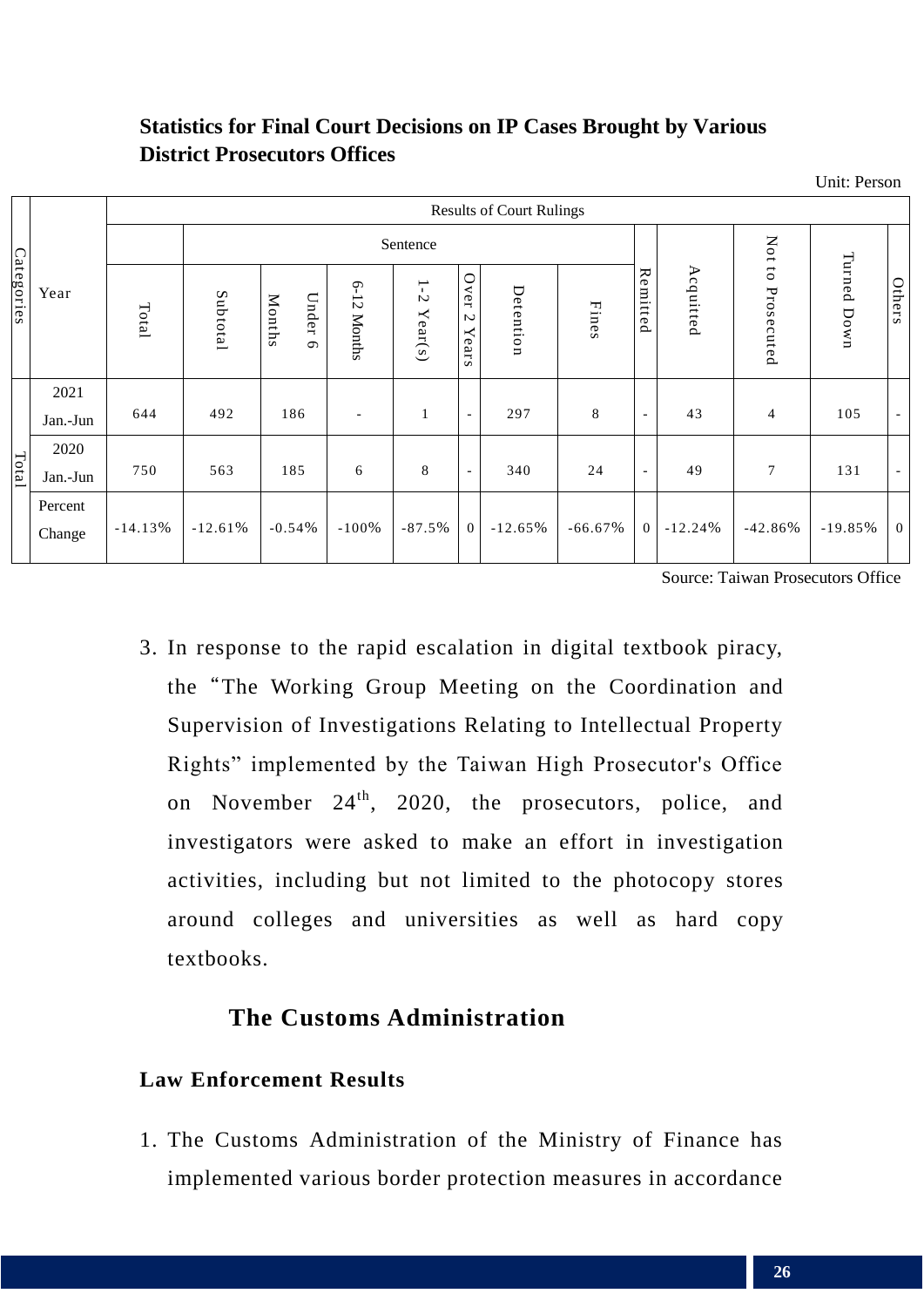**Statistics for Final Court Decisions on IP Cases Brought by Various District Prosecutors Offices**

Unit: Person

| Categories | Year | Results of Court Rulings | | | | | | | | | | | | |
|---|---|---|---|---|---|---|---|---|---|---|---|---|---|---|
| | | | Sentence | | | | | | | | | | | |
| | | Total | Subtotal | Under 6 Months | 6-12 Months | 1-2 Year(s) | Over 2 Years | Detention | Fines | Remitted | Acquitted | Not to Prosecuted | Turned Down | Others |
| Total | 2021 Jan.-Jun | 644 | 492 | 186 | - | 1 | - | 297 | 8 | - | 43 | 4 | 105 | - |
| | 2020 Jan.-Jun | 750 | 563 | 185 | 6 | 8 | - | 340 | 24 | - | 49 | 7 | 131 | - |
| | Percent Change | -14.13% | -12.61% | -0.54% | -100% | -87.5% | 0 | -12.65% | -66.67% | 0 | -12.24% | -42.86% | -19.85% | 0 |

Source: Taiwan Prosecutors Office

3. In response to the rapid escalation in digital textbook piracy, the "The Working Group Meeting on the Coordination and Supervision of Investigations Relating to Intellectual Property Rights" implemented by the Taiwan High Prosecutor's Office on November 24th, 2020, the prosecutors, police, and investigators were asked to make an effort in investigation activities, including but not limited to the photocopy stores around colleges and universities as well as hard copy textbooks.

## The Customs Administration

### Law Enforcement Results

1. The Customs Administration of the Ministry of Finance has implemented various border protection measures in accordance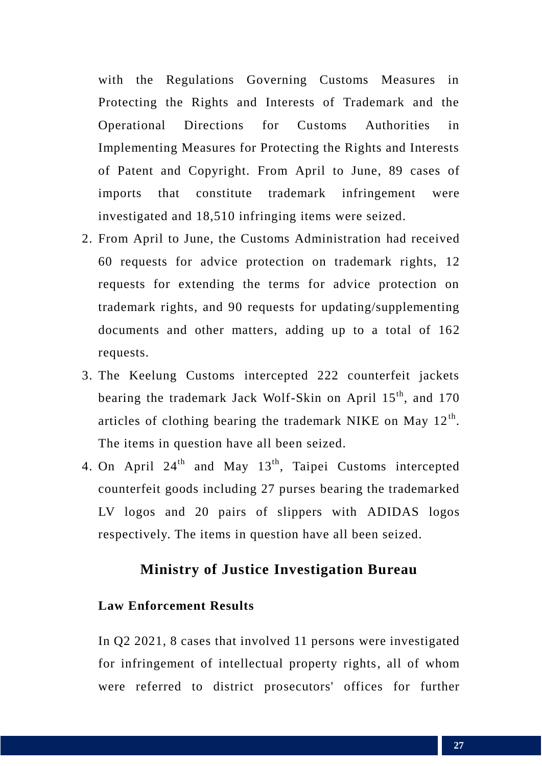with the Regulations Governing Customs Measures in Protecting the Rights and Interests of Trademark and the Operational Directions for Customs Authorities in Implementing Measures for Protecting the Rights and Interests of Patent and Copyright. From April to June, 89 cases of imports that constitute trademark infringement were investigated and 18,510 infringing items were seized.

2. From April to June, the Customs Administration had received 60 requests for advice protection on trademark rights, 12 requests for extending the terms for advice protection on trademark rights, and 90 requests for updating/supplementing documents and other matters, adding up to a total of 162 requests.
3. The Keelung Customs intercepted 222 counterfeit jackets bearing the trademark Jack Wolf-Skin on April 15th, and 170 articles of clothing bearing the trademark NIKE on May 12th. The items in question have all been seized.
4. On April 24th and May 13th, Taipei Customs intercepted counterfeit goods including 27 purses bearing the trademarked LV logos and 20 pairs of slippers with ADIDAS logos respectively. The items in question have all been seized.

## Ministry of Justice Investigation Bureau

### Law Enforcement Results

In Q2 2021, 8 cases that involved 11 persons were investigated for infringement of intellectual property rights, all of whom were referred to district prosecutors' offices for further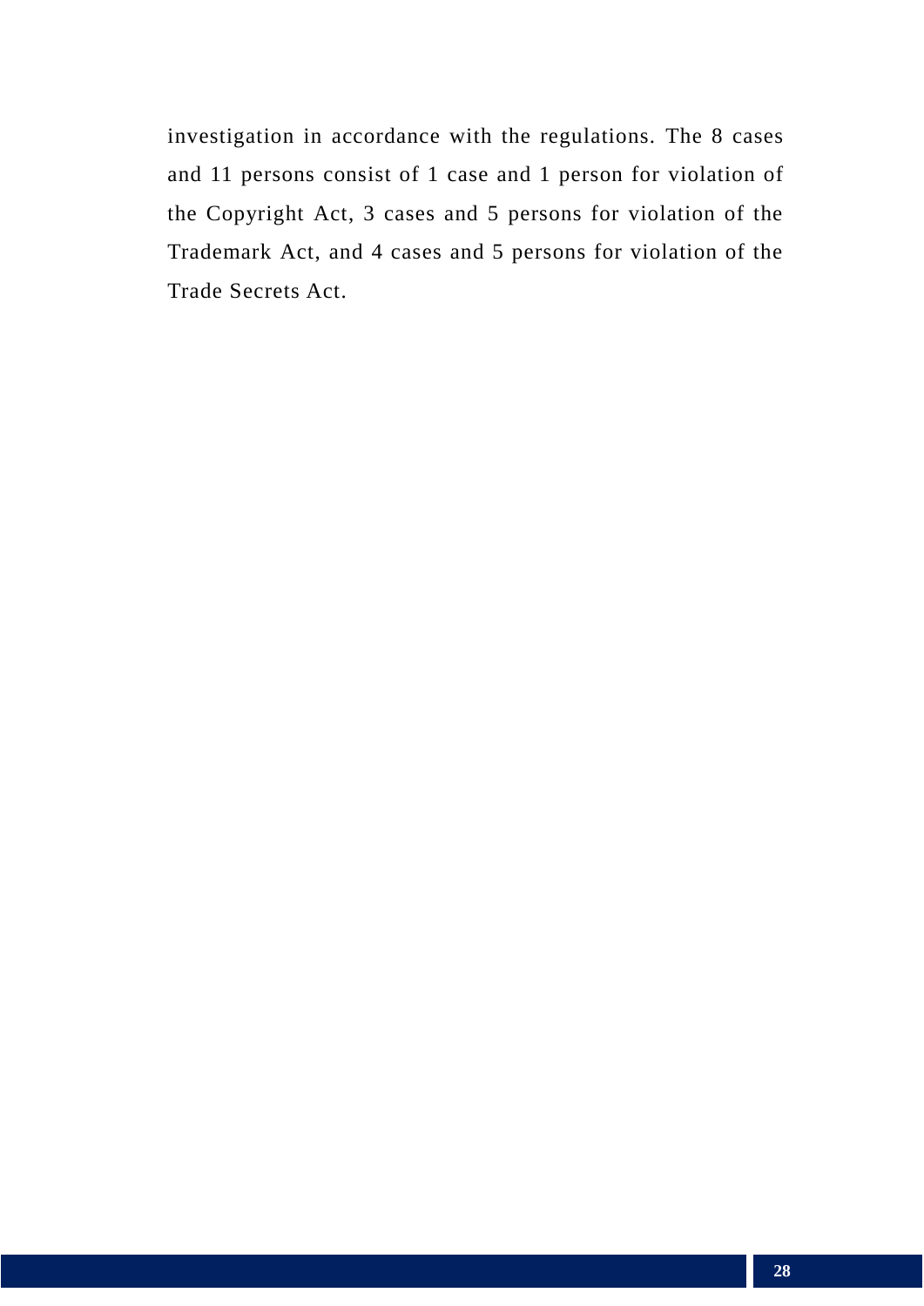investigation in accordance with the regulations. The 8 cases and 11 persons consist of 1 case and 1 person for violation of the Copyright Act, 3 cases and 5 persons for violation of the Trademark Act, and 4 cases and 5 persons for violation of the Trade Secrets Act.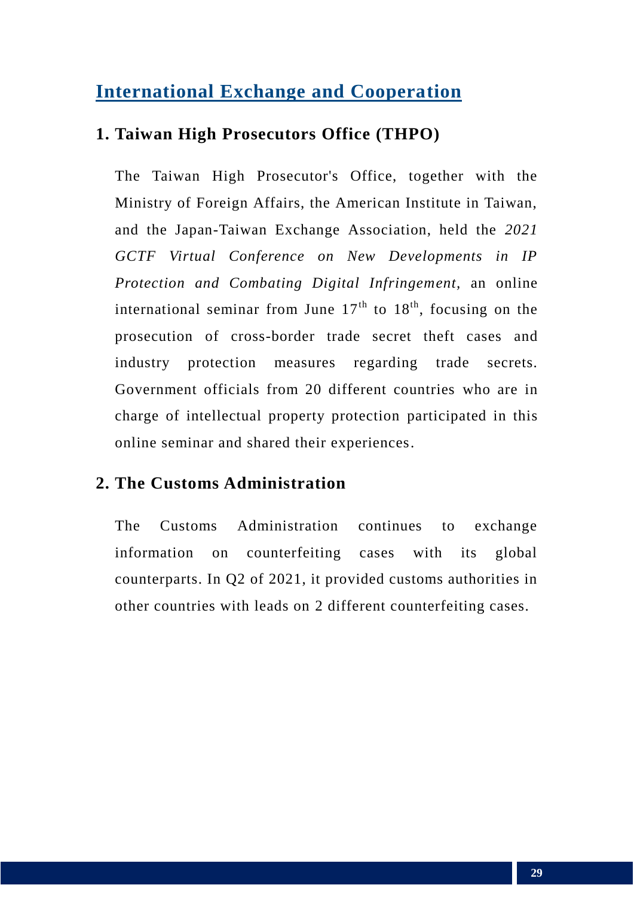## International Exchange and Cooperation

### 1. Taiwan High Prosecutors Office (THPO)

The Taiwan High Prosecutor's Office, together with the Ministry of Foreign Affairs, the American Institute in Taiwan, and the Japan-Taiwan Exchange Association, held the *2021 GCTF Virtual Conference on New Developments in IP Protection and Combating Digital Infringement,* an online international seminar from June 17th to 18th, focusing on the prosecution of cross-border trade secret theft cases and industry protection measures regarding trade secrets. Government officials from 20 different countries who are in charge of intellectual property protection participated in this online seminar and shared their experiences.

### 2. The Customs Administration

The Customs Administration continues to exchange information on counterfeiting cases with its global counterparts. In Q2 of 2021, it provided customs authorities in other countries with leads on 2 different counterfeiting cases.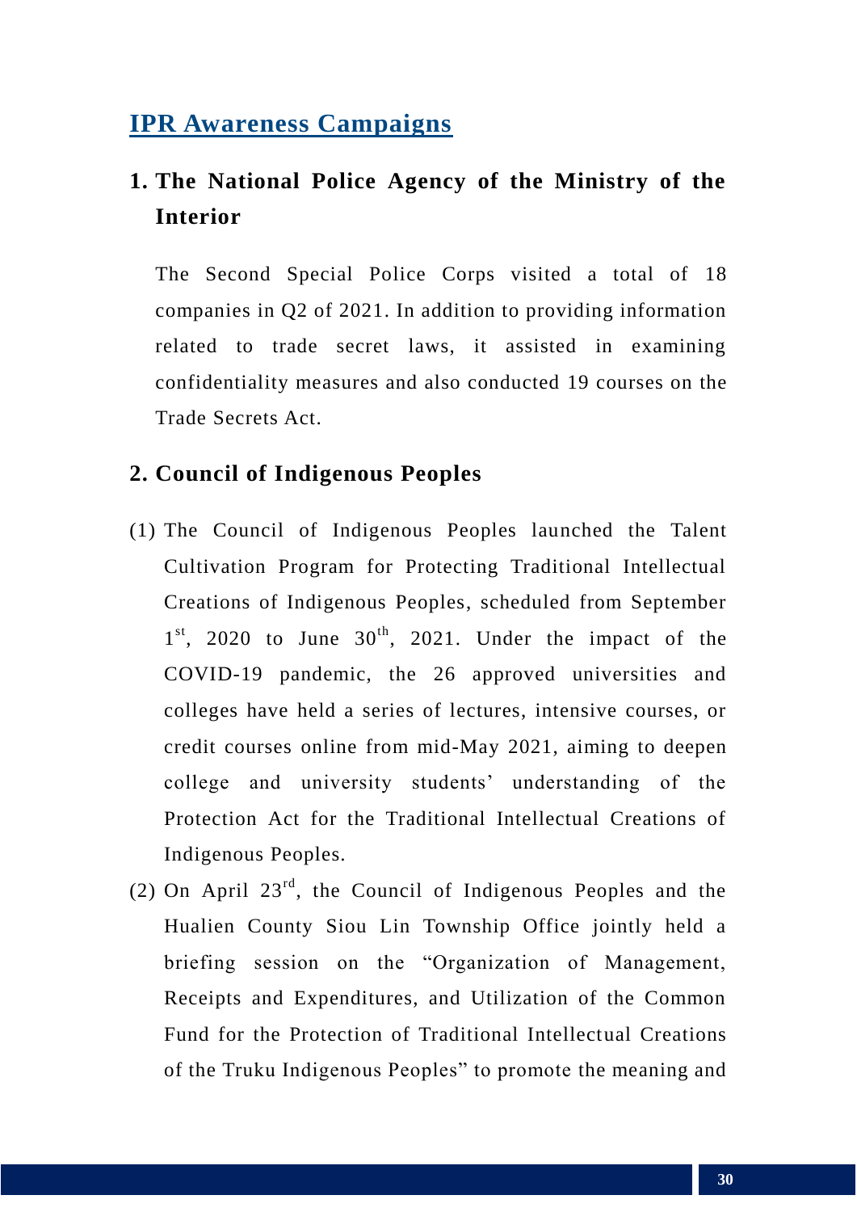## IPR Awareness Campaigns

### 1. The National Police Agency of the Ministry of the Interior

The Second Special Police Corps visited a total of 18 companies in Q2 of 2021. In addition to providing information related to trade secret laws, it assisted in examining confidentiality measures and also conducted 19 courses on the Trade Secrets Act.

### 2. Council of Indigenous Peoples

(1) The Council of Indigenous Peoples launched the Talent Cultivation Program for Protecting Traditional Intellectual Creations of Indigenous Peoples, scheduled from September 1st, 2020 to June 30th, 2021. Under the impact of the COVID-19 pandemic, the 26 approved universities and colleges have held a series of lectures, intensive courses, or credit courses online from mid-May 2021, aiming to deepen college and university students' understanding of the Protection Act for the Traditional Intellectual Creations of Indigenous Peoples.

(2) On April 23rd, the Council of Indigenous Peoples and the Hualien County Siou Lin Township Office jointly held a briefing session on the "Organization of Management, Receipts and Expenditures, and Utilization of the Common Fund for the Protection of Traditional Intellectual Creations of the Truku Indigenous Peoples" to promote the meaning and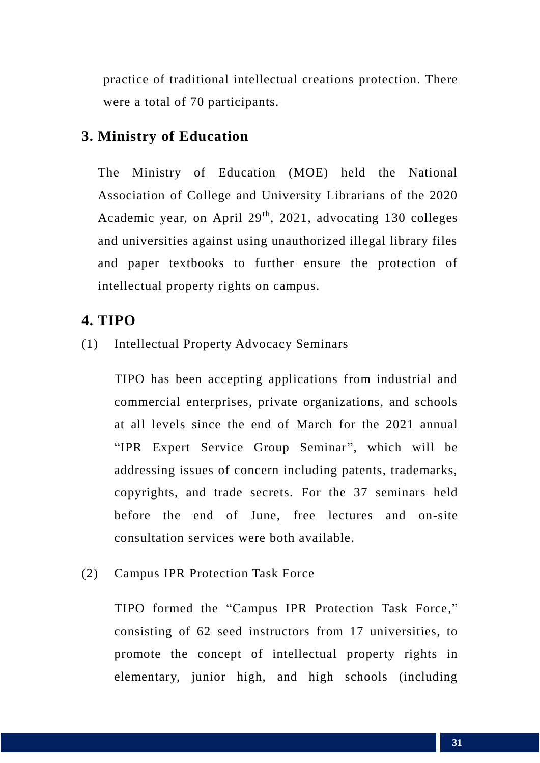practice of traditional intellectual creations protection. There were a total of 70 participants.

### 3. Ministry of Education

The Ministry of Education (MOE) held the National Association of College and University Librarians of the 2020 Academic year, on April 29th, 2021, advocating 130 colleges and universities against using unauthorized illegal library files and paper textbooks to further ensure the protection of intellectual property rights on campus.

### 4. TIPO

(1) Intellectual Property Advocacy Seminars

TIPO has been accepting applications from industrial and commercial enterprises, private organizations, and schools at all levels since the end of March for the 2021 annual "IPR Expert Service Group Seminar", which will be addressing issues of concern including patents, trademarks, copyrights, and trade secrets. For the 37 seminars held before the end of June, free lectures and on-site consultation services were both available.

(2) Campus IPR Protection Task Force

TIPO formed the "Campus IPR Protection Task Force," consisting of 62 seed instructors from 17 universities, to promote the concept of intellectual property rights in elementary, junior high, and high schools (including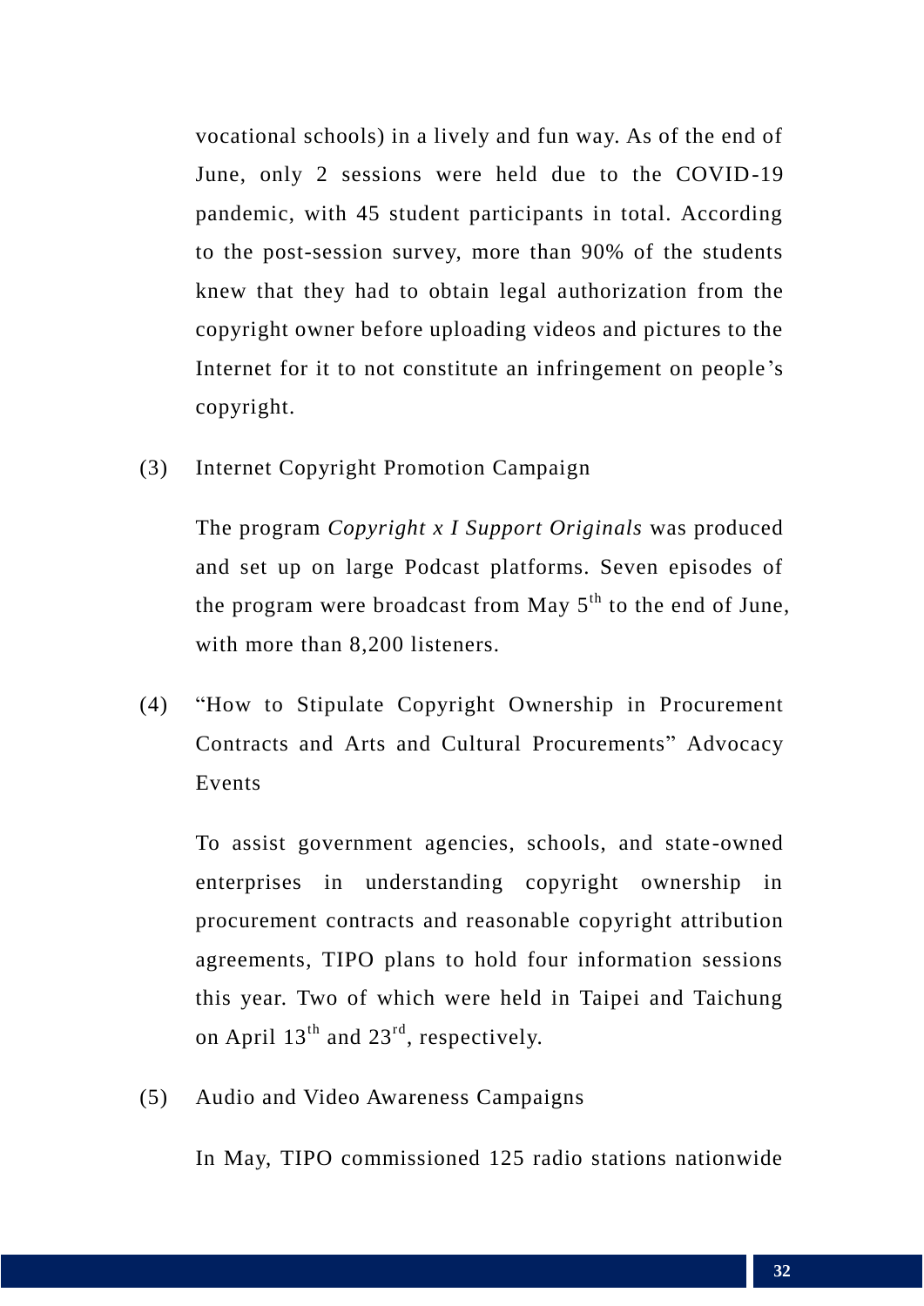vocational schools) in a lively and fun way. As of the end of June, only 2 sessions were held due to the COVID-19 pandemic, with 45 student participants in total. According to the post-session survey, more than 90% of the students knew that they had to obtain legal authorization from the copyright owner before uploading videos and pictures to the Internet for it to not constitute an infringement on people's copyright.

(3) Internet Copyright Promotion Campaign

The program *Copyright x I Support Originals* was produced and set up on large Podcast platforms. Seven episodes of the program were broadcast from May 5th to the end of June, with more than 8,200 listeners.

(4) "How to Stipulate Copyright Ownership in Procurement Contracts and Arts and Cultural Procurements" Advocacy Events

To assist government agencies, schools, and state-owned enterprises in understanding copyright ownership in procurement contracts and reasonable copyright attribution agreements, TIPO plans to hold four information sessions this year. Two of which were held in Taipei and Taichung on April 13th and 23rd, respectively.

(5) Audio and Video Awareness Campaigns

In May, TIPO commissioned 125 radio stations nationwide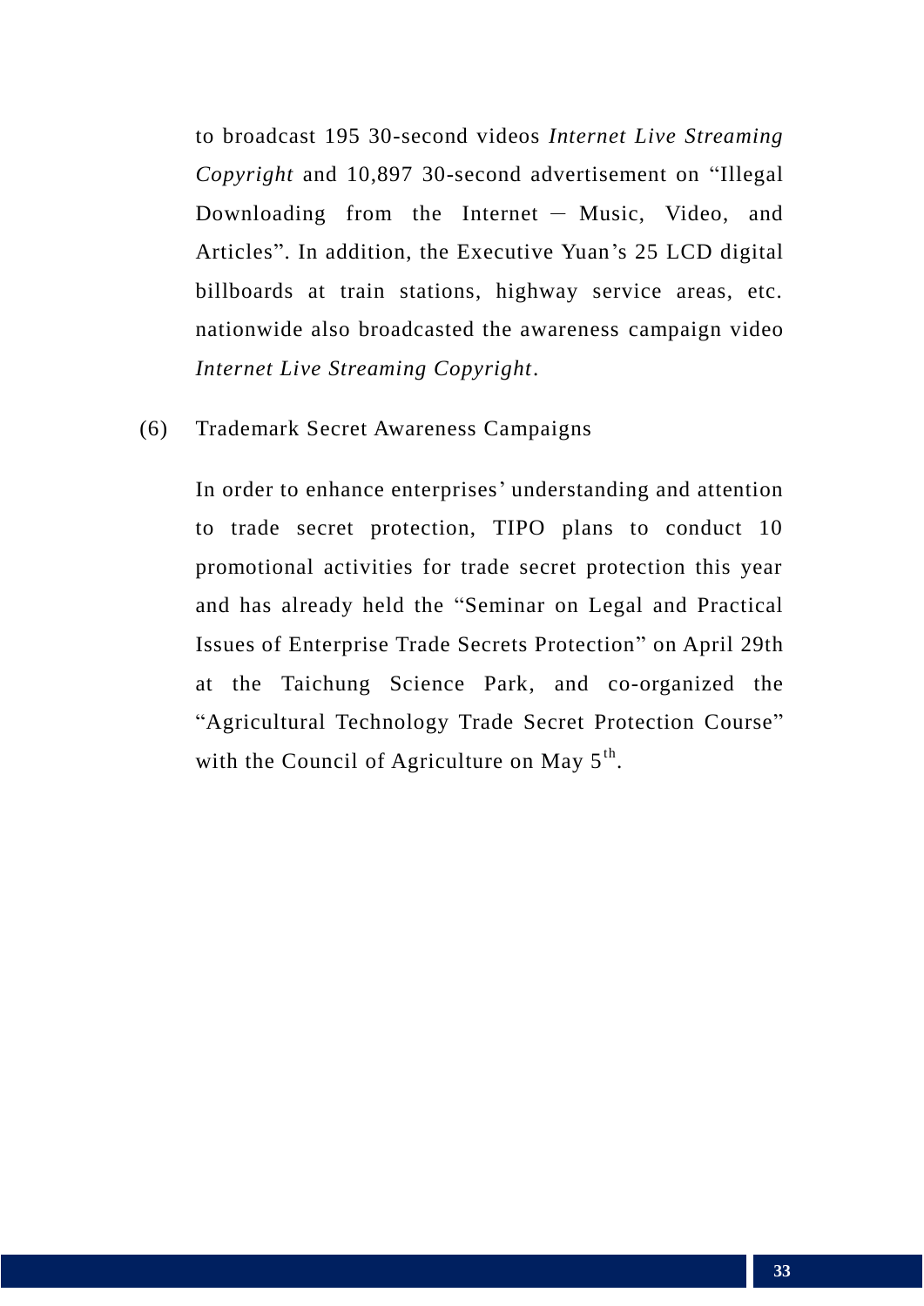to broadcast 195 30-second videos *Internet Live Streaming Copyright* and 10,897 30-second advertisement on “Illegal Downloading from the Internet — Music, Video, and Articles”. In addition, the Executive Yuan’s 25 LCD digital billboards at train stations, highway service areas, etc. nationwide also broadcasted the awareness campaign video *Internet Live Streaming Copyright*.

(6) Trademark Secret Awareness Campaigns

In order to enhance enterprises’ understanding and attention to trade secret protection, TIPO plans to conduct 10 promotional activities for trade secret protection this year and has already held the “Seminar on Legal and Practical Issues of Enterprise Trade Secrets Protection” on April 29th at the Taichung Science Park, and co-organized the “Agricultural Technology Trade Secret Protection Course” with the Council of Agriculture on May 5th.